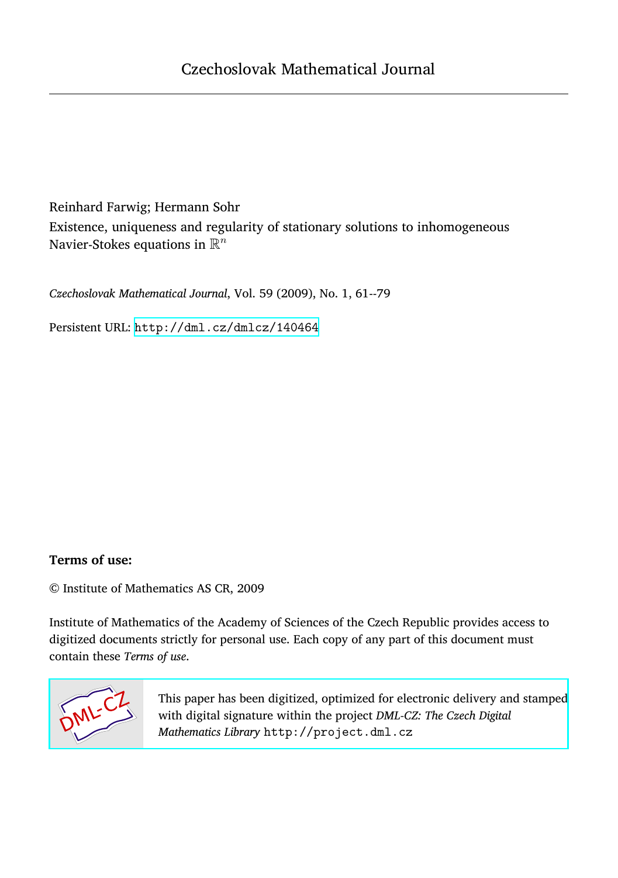Czechoslovak Mathematical Journal

Reinhard Farwig; Hermann Sohr

Existence, uniqueness and regularity of stationary solutions to inhomogeneous Navier-Stokes equations in $\mathbb{R}^n$

*Czechoslovak Mathematical Journal*, Vol. 59 (2009), No. 1, 61--79

Persistent URL: http://dml.cz/dmlcz/140464

**Terms of use:**

© Institute of Mathematics AS CR, 2009

Institute of Mathematics of the Academy of Sciences of the Czech Republic provides access to digitized documents strictly for personal use. Each copy of any part of this document must contain these *Terms of use*.

This paper has been digitized, optimized for electronic delivery and stamped with digital signature within the project *DML-CZ: The Czech Digital Mathematics Library* http://project.dml.cz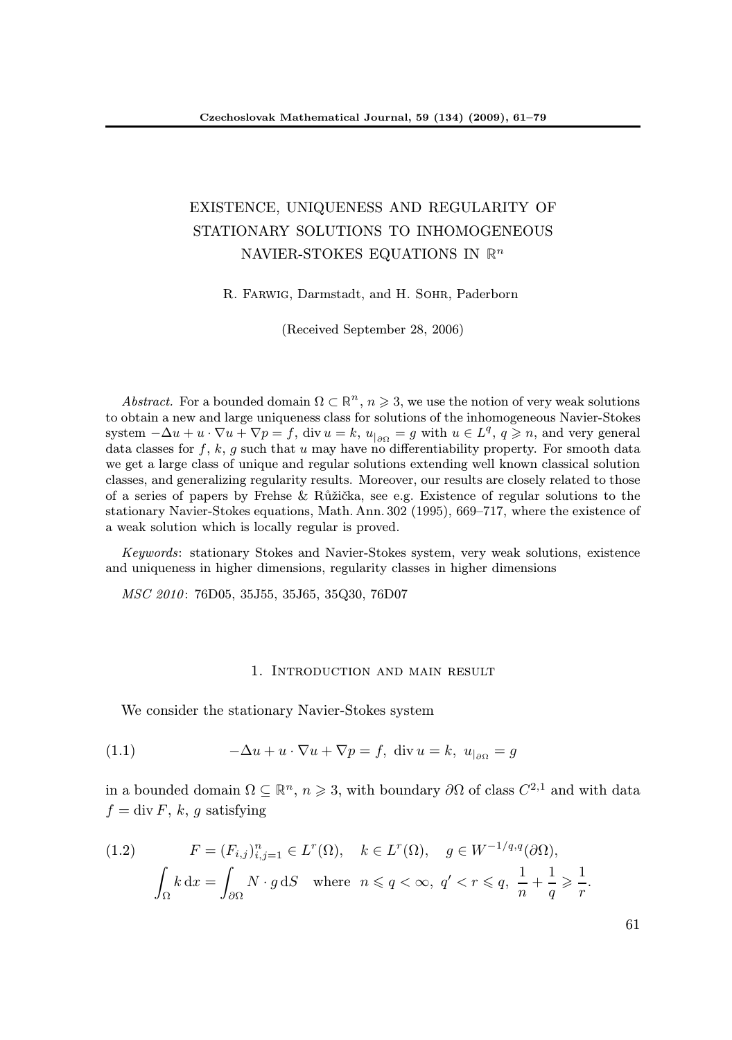# EXISTENCE, UNIQUENESS AND REGULARITY OF STATIONARY SOLUTIONS TO INHOMOGENEOUS NAVIER-STOKES EQUATIONS IN $\mathbb{R}^n$

R. Farwig, Darmstadt, and H. Sohr, Paderborn

(Received September 28, 2006)

*Abstract.* For a bounded domain $\Omega \subset \mathbb{R}^n$, $n \geqslant 3$, we use the notion of very weak solutions to obtain a new and large uniqueness class for solutions of the inhomogeneous Navier-Stokes system $-\Delta u + u \cdot \nabla u + \nabla p = f$, $\operatorname{div} u = k$, $u_{|_{\partial\Omega}} = g$ with $u \in L^q$, $q \geqslant n$, and very general data classes for $f$, $k$, $g$ such that $u$ may have no differentiability property. For smooth data we get a large class of unique and regular solutions extending well known classical solution classes, and generalizing regularity results. Moreover, our results are closely related to those of a series of papers by Frehse & Růžička, see e.g. Existence of regular solutions to the stationary Navier-Stokes equations, Math. Ann. 302 (1995), 669–717, where the existence of a weak solution which is locally regular is proved.

*Keywords*: stationary Stokes and Navier-Stokes system, very weak solutions, existence and uniqueness in higher dimensions, regularity classes in higher dimensions

*MSC 2010*: 76D05, 35J55, 35J65, 35Q30, 76D07

## 1. Introduction and main result

We consider the stationary Navier-Stokes system

$$-\Delta u + u \cdot \nabla u + \nabla p = f,\ \operatorname{div} u = k,\ u_{|_{\partial\Omega}} = g \tag{1.1}$$

in a bounded domain $\Omega \subseteq \mathbb{R}^n$, $n \geqslant 3$, with boundary $\partial\Omega$ of class $C^{2,1}$ and with data $f = \operatorname{div} F$, $k$, $g$ satisfying

$$\begin{gathered} F = (F_{i,j})_{i,j=1}^n \in L^r(\Omega), \quad k \in L^r(\Omega), \quad g \in W^{-1/q,q}(\partial\Omega), \\ \int_\Omega k \,\mathrm{d}x = \int_{\partial\Omega} N \cdot g \,\mathrm{d}S \quad \text{where} \ \ n \leqslant q < \infty,\ q' < r \leqslant q,\ \frac{1}{n} + \frac{1}{q} \geqslant \frac{1}{r}. \end{gathered} \tag{1.2}$$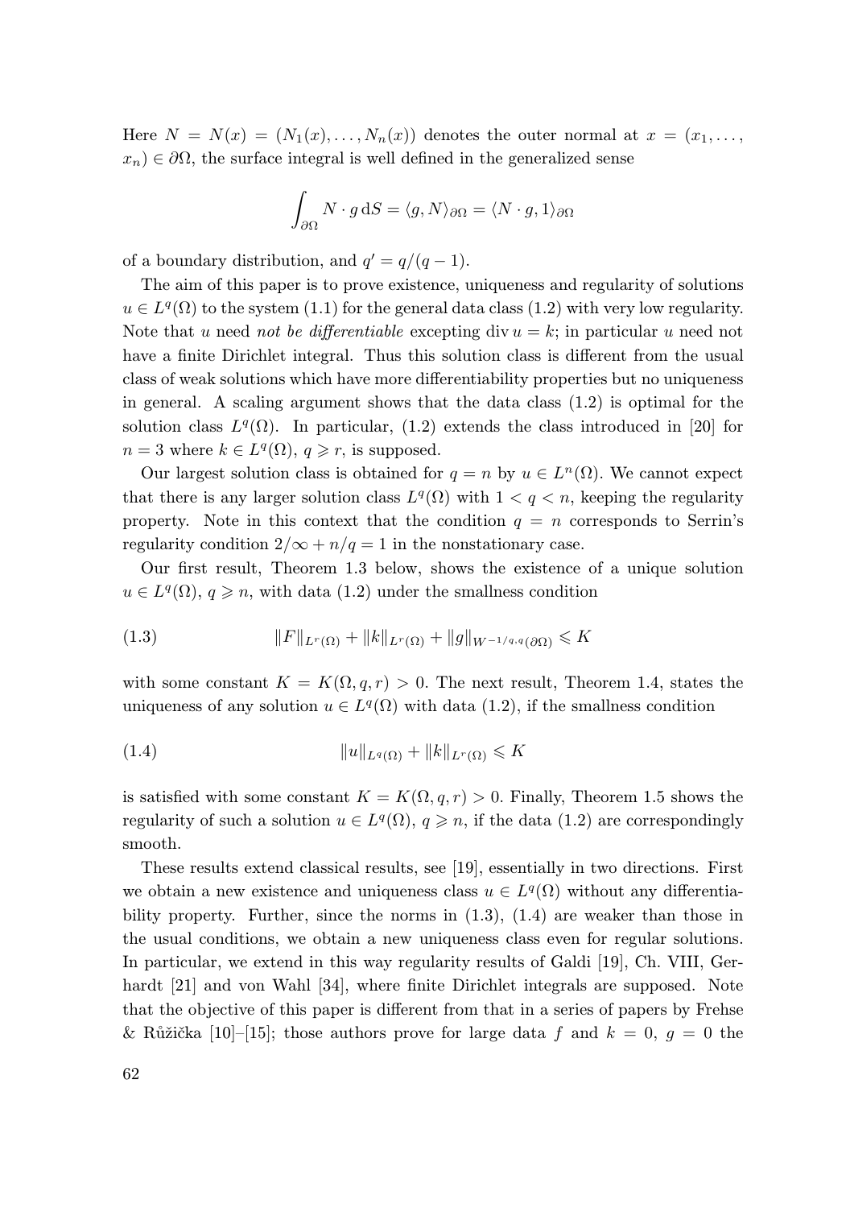Here $N = N(x) = (N_1(x), \dots, N_n(x))$ denotes the outer normal at $x = (x_1, \dots, x_n) \in \partial\Omega$, the surface integral is well defined in the generalized sense

$$\int_{\partial\Omega} N \cdot g \, \mathrm{d}S = \langle g, N\rangle_{\partial\Omega} = \langle N \cdot g, 1\rangle_{\partial\Omega}$$

of a boundary distribution, and $q' = q/(q-1)$.

The aim of this paper is to prove existence, uniqueness and regularity of solutions $u \in L^q(\Omega)$ to the system (1.1) for the general data class (1.2) with very low regularity. Note that $u$ need *not be differentiable* excepting $\operatorname{div} u = k$; in particular $u$ need not have a finite Dirichlet integral. Thus this solution class is different from the usual class of weak solutions which have more differentiability properties but no uniqueness in general. A scaling argument shows that the data class (1.2) is optimal for the solution class $L^q(\Omega)$. In particular, (1.2) extends the class introduced in [20] for $n = 3$ where $k \in L^q(\Omega)$, $q \geqslant r$, is supposed.

Our largest solution class is obtained for $q = n$ by $u \in L^n(\Omega)$. We cannot expect that there is any larger solution class $L^q(\Omega)$ with $1 < q < n$, keeping the regularity property. Note in this context that the condition $q = n$ corresponds to Serrin's regularity condition $2/\infty + n/q = 1$ in the nonstationary case.

Our first result, Theorem 1.3 below, shows the existence of a unique solution $u \in L^q(\Omega)$, $q \geqslant n$, with data (1.2) under the smallness condition

$$\|F\|_{L^r(\Omega)} + \|k\|_{L^r(\Omega)} + \|g\|_{W^{-1/q,q}(\partial\Omega)} \leqslant K \tag{1.3}$$

with some constant $K = K(\Omega, q, r) > 0$. The next result, Theorem 1.4, states the uniqueness of any solution $u \in L^q(\Omega)$ with data (1.2), if the smallness condition

$$\|u\|_{L^q(\Omega)} + \|k\|_{L^r(\Omega)} \leqslant K \tag{1.4}$$

is satisfied with some constant $K = K(\Omega, q, r) > 0$. Finally, Theorem 1.5 shows the regularity of such a solution $u \in L^q(\Omega)$, $q \geqslant n$, if the data (1.2) are correspondingly smooth.

These results extend classical results, see [19], essentially in two directions. First we obtain a new existence and uniqueness class $u \in L^q(\Omega)$ without any differentiability property. Further, since the norms in (1.3), (1.4) are weaker than those in the usual conditions, we obtain a new uniqueness class even for regular solutions. In particular, we extend in this way regularity results of Galdi [19], Ch. VIII, Gerhardt [21] and von Wahl [34], where finite Dirichlet integrals are supposed. Note that the objective of this paper is different from that in a series of papers by Frehse & Růžička [10]–[15]; those authors prove for large data $f$ and $k = 0$, $g = 0$ the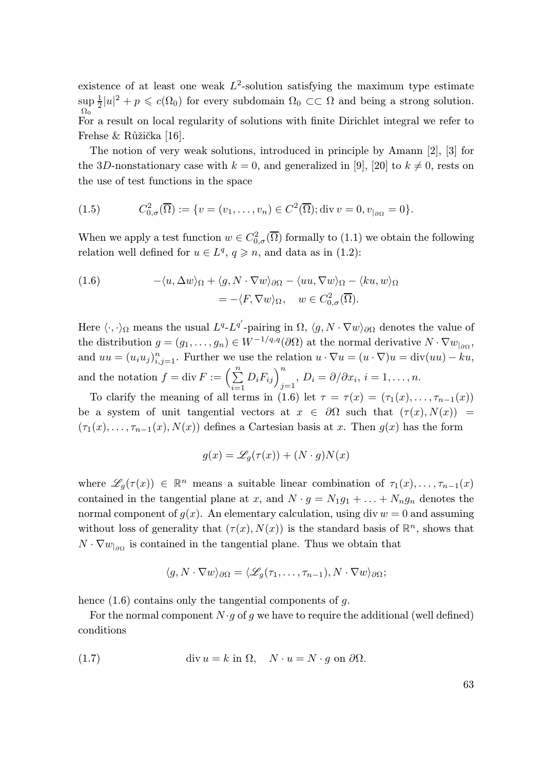existence of at least one weak $L^2$-solution satisfying the maximum type estimate $\sup\limits_{\Omega_0} \frac{1}{2}|u|^2 + p \leqslant c(\Omega_0)$ for every subdomain $\Omega_0 \subset\subset \Omega$ and being a strong solution. For a result on local regularity of solutions with finite Dirichlet integral we refer to Frehse & Růžička [16].

The notion of very weak solutions, introduced in principle by Amann [2], [3] for the $3D$-nonstationary case with $k = 0$, and generalized in [9], [20] to $k \neq 0$, rests on the use of test functions in the space

$$C^2_{0,\sigma}(\overline{\Omega}) := \{v = (v_1, \ldots, v_n) \in C^2(\overline{\Omega}); \operatorname{div} v = 0, v_{|\partial\Omega} = 0\}. \tag{1.5}$$

When we apply a test function $w \in C^2_{0,\sigma}(\overline{\Omega})$ formally to (1.1) we obtain the following relation well defined for $u \in L^q$, $q \geqslant n$, and data as in (1.2):

$$\begin{aligned} -\langle u, \Delta w\rangle_\Omega + \langle g, N \cdot \nabla w\rangle_{\partial\Omega} - \langle uu, \nabla w\rangle_\Omega - \langle ku, w\rangle_\Omega& \\ = -\langle F, \nabla w\rangle_\Omega, \quad w \in C^2_{0,\sigma}(\overline{\Omega}).& \end{aligned} \tag{1.6}$$

Here $\langle \cdot, \cdot\rangle_\Omega$ means the usual $L^q$-$L^{q'}$-pairing in $\Omega$, $\langle g, N \cdot \nabla w\rangle_{\partial\Omega}$ denotes the value of the distribution $g = (g_1, \ldots, g_n) \in W^{-1/q,q}(\partial\Omega)$ at the normal derivative $N \cdot \nabla w_{|\partial\Omega}$, and $uu = (u_i u_j)^n_{i,j=1}$. Further we use the relation $u \cdot \nabla u = (u \cdot \nabla)u = \operatorname{div}(uu) - ku$, and the notation $f = \operatorname{div} F := \Big(\sum\limits_{i=1}^{n} D_i F_{ij}\Big)^n_{j=1}$, $D_i = \partial/\partial x_i$, $i = 1, \ldots, n$.

To clarify the meaning of all terms in (1.6) let $\tau = \tau(x) = (\tau_1(x), \ldots, \tau_{n-1}(x))$ be a system of unit tangential vectors at $x \in \partial\Omega$ such that $(\tau(x), N(x)) = (\tau_1(x), \ldots, \tau_{n-1}(x), N(x))$ defines a Cartesian basis at $x$. Then $g(x)$ has the form

$$g(x) = \mathscr{L}_g(\tau(x)) + (N \cdot g)N(x)$$

where $\mathscr{L}_g(\tau(x)) \in \mathbb{R}^n$ means a suitable linear combination of $\tau_1(x), \ldots, \tau_{n-1}(x)$ contained in the tangential plane at $x$, and $N \cdot g = N_1 g_1 + \ldots + N_n g_n$ denotes the normal component of $g(x)$. An elementary calculation, using $\operatorname{div} w = 0$ and assuming without loss of generality that $(\tau(x), N(x))$ is the standard basis of $\mathbb{R}^n$, shows that $N \cdot \nabla w_{|\partial\Omega}$ is contained in the tangential plane. Thus we obtain that

$$\langle g, N \cdot \nabla w\rangle_{\partial\Omega} = \langle \mathscr{L}_g(\tau_1, \ldots, \tau_{n-1}), N \cdot \nabla w\rangle_{\partial\Omega};$$

hence (1.6) contains only the tangential components of $g$.

For the normal component $N \cdot g$ of $g$ we have to require the additional (well defined) conditions

$$\operatorname{div} u = k \text{ in } \Omega, \quad N \cdot u = N \cdot g \text{ on } \partial\Omega. \tag{1.7}$$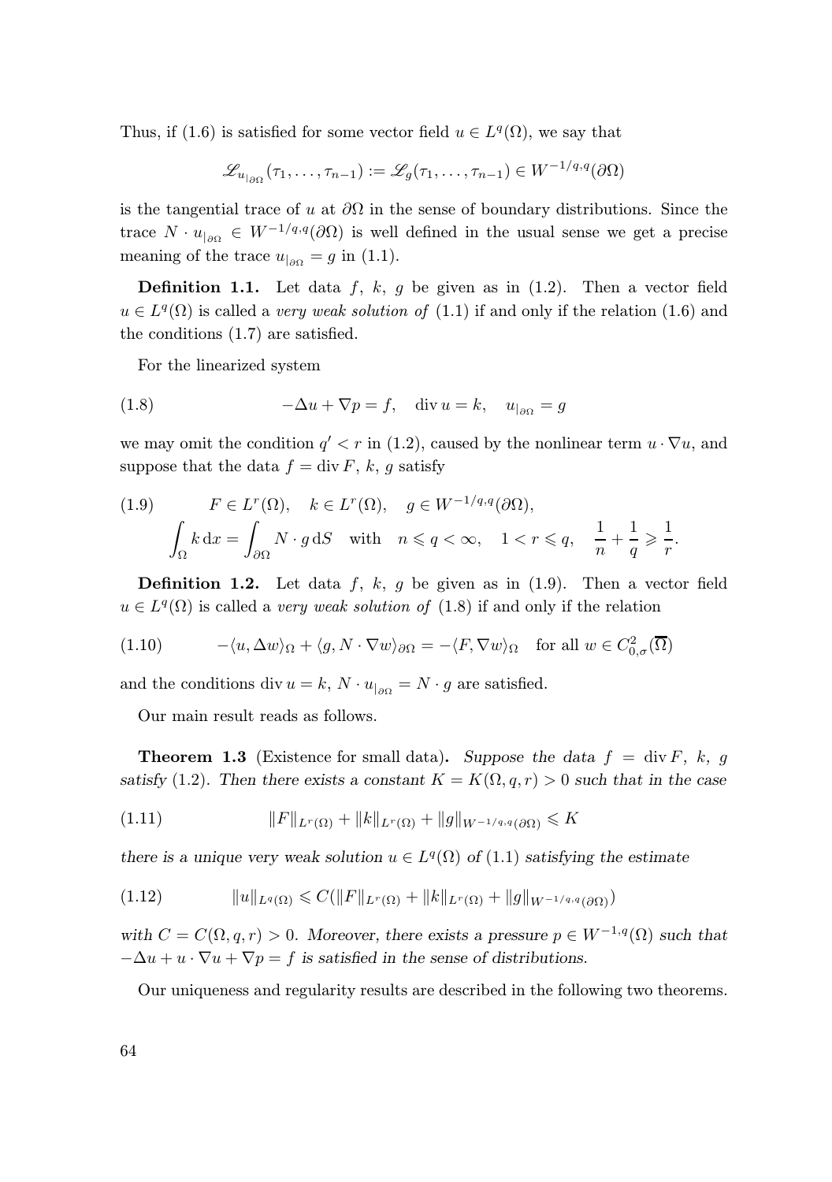Thus, if (1.6) is satisfied for some vector field $u \in L^q(\Omega)$, we say that

$$\mathscr{L}_{u_{|\partial\Omega}}(\tau_1, \ldots, \tau_{n-1}) := \mathscr{L}_g(\tau_1, \ldots, \tau_{n-1}) \in W^{-1/q,q}(\partial\Omega)$$

is the tangential trace of $u$ at $\partial\Omega$ in the sense of boundary distributions. Since the trace $N \cdot u_{|\partial\Omega} \in W^{-1/q,q}(\partial\Omega)$ is well defined in the usual sense we get a precise meaning of the trace $u_{|\partial\Omega} = g$ in (1.1).

**Definition 1.1.** Let data $f$, $k$, $g$ be given as in (1.2). Then a vector field $u \in L^q(\Omega)$ is called a *very weak solution of* (1.1) if and only if the relation (1.6) and the conditions (1.7) are satisfied.

For the linearized system

$$-\Delta u + \nabla p = f, \quad \operatorname{div} u = k, \quad u_{|\partial\Omega} = g \tag{1.8}$$

we may omit the condition $q' < r$ in (1.2), caused by the nonlinear term $u \cdot \nabla u$, and suppose that the data $f = \operatorname{div} F$, $k$, $g$ satisfy

$$\begin{gathered} F \in L^r(\Omega), \quad k \in L^r(\Omega), \quad g \in W^{-1/q,q}(\partial\Omega), \\ \int_\Omega k \, \mathrm{d}x = \int_{\partial\Omega} N \cdot g \, \mathrm{d}S \quad \text{with} \quad n \leqslant q < \infty, \quad 1 < r \leqslant q, \quad \frac{1}{n} + \frac{1}{q} \geqslant \frac{1}{r}. \end{gathered} \tag{1.9}$$

**Definition 1.2.** Let data $f$, $k$, $g$ be given as in (1.9). Then a vector field $u \in L^q(\Omega)$ is called a *very weak solution of* (1.8) if and only if the relation

$$-\langle u, \Delta w \rangle_\Omega + \langle g, N \cdot \nabla w \rangle_{\partial\Omega} = -\langle F, \nabla w \rangle_\Omega \quad \text{for all } w \in C^2_{0,\sigma}(\overline{\Omega}) \tag{1.10}$$

and the conditions $\operatorname{div} u = k$, $N \cdot u_{|\partial\Omega} = N \cdot g$ are satisfied.

Our main result reads as follows.

**Theorem 1.3** (Existence for small data)**.** *Suppose the data $f = \operatorname{div} F$, $k$, $g$ satisfy* (1.2). *Then there exists a constant $K = K(\Omega, q, r) > 0$ such that in the case*

$$\|F\|_{L^r(\Omega)} + \|k\|_{L^r(\Omega)} + \|g\|_{W^{-1/q,q}(\partial\Omega)} \leqslant K \tag{1.11}$$

*there is a unique very weak solution $u \in L^q(\Omega)$ of* (1.1) *satisfying the estimate*

$$\|u\|_{L^q(\Omega)} \leqslant C(\|F\|_{L^r(\Omega)} + \|k\|_{L^r(\Omega)} + \|g\|_{W^{-1/q,q}(\partial\Omega)}) \tag{1.12}$$

*with $C = C(\Omega, q, r) > 0$. Moreover, there exists a pressure $p \in W^{-1,q}(\Omega)$ such that $-\Delta u + u \cdot \nabla u + \nabla p = f$ is satisfied in the sense of distributions.*

Our uniqueness and regularity results are described in the following two theorems.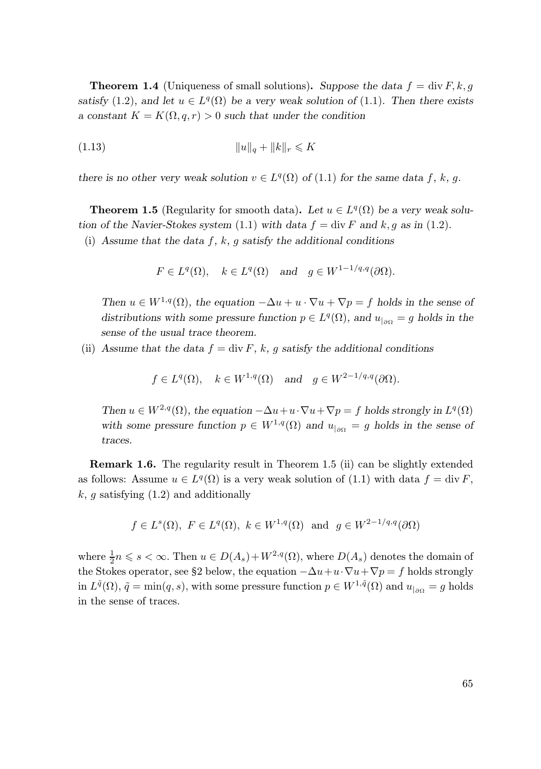**Theorem 1.4** (Uniqueness of small solutions)**.** *Suppose the data $f = \operatorname{div} F, k, g$ satisfy* (1.2)*, and let $u \in L^q(\Omega)$ be a very weak solution of* (1.1)*. Then there exists a constant $K = K(\Omega, q, r) > 0$ such that under the condition*

$$\|u\|_q + \|k\|_r \leqslant K \tag{1.13}$$

*there is no other very weak solution $v \in L^q(\Omega)$ of* (1.1) *for the same data $f$, $k$, $g$.*

**Theorem 1.5** (Regularity for smooth data)**.** *Let $u \in L^q(\Omega)$ be a very weak solution of the Navier-Stokes system* (1.1) *with data $f = \operatorname{div} F$ and $k, g$ as in* (1.2)*.*

(i) *Assume that the data $f$, $k$, $g$ satisfy the additional conditions*

$$F \in L^q(\Omega), \quad k \in L^q(\Omega) \quad \text{and} \quad g \in W^{1-1/q,q}(\partial\Omega).$$

*Then $u \in W^{1,q}(\Omega)$, the equation $-\Delta u + u \cdot \nabla u + \nabla p = f$ holds in the sense of distributions with some pressure function $p \in L^q(\Omega)$, and $u_{|\partial\Omega} = g$ holds in the sense of the usual trace theorem.*

(ii) *Assume that the data $f = \operatorname{div} F$, $k$, $g$ satisfy the additional conditions*

$$f \in L^q(\Omega), \quad k \in W^{1,q}(\Omega) \quad \text{and} \quad g \in W^{2-1/q,q}(\partial\Omega).$$

*Then $u \in W^{2,q}(\Omega)$, the equation $-\Delta u + u \cdot \nabla u + \nabla p = f$ holds strongly in $L^q(\Omega)$ with some pressure function $p \in W^{1,q}(\Omega)$ and $u_{|\partial\Omega} = g$ holds in the sense of traces.*

**Remark 1.6.** The regularity result in Theorem 1.5 (ii) can be slightly extended as follows: Assume $u \in L^q(\Omega)$ is a very weak solution of (1.1) with data $f = \operatorname{div} F$, $k$, $g$ satisfying (1.2) and additionally

$$f \in L^s(\Omega), \ F \in L^q(\Omega), \ k \in W^{1,q}(\Omega) \ \text{ and } \ g \in W^{2-1/q,q}(\partial\Omega)$$

where $\frac{1}{2}n \leqslant s < \infty$. Then $u \in D(A_s) + W^{2,q}(\Omega)$, where $D(A_s)$ denotes the domain of the Stokes operator, see §2 below, the equation $-\Delta u + u \cdot \nabla u + \nabla p = f$ holds strongly in $L^{\tilde{q}}(\Omega)$, $\tilde{q} = \min(q, s)$, with some pressure function $p \in W^{1,\tilde{q}}(\Omega)$ and $u_{|\partial\Omega} = g$ holds in the sense of traces.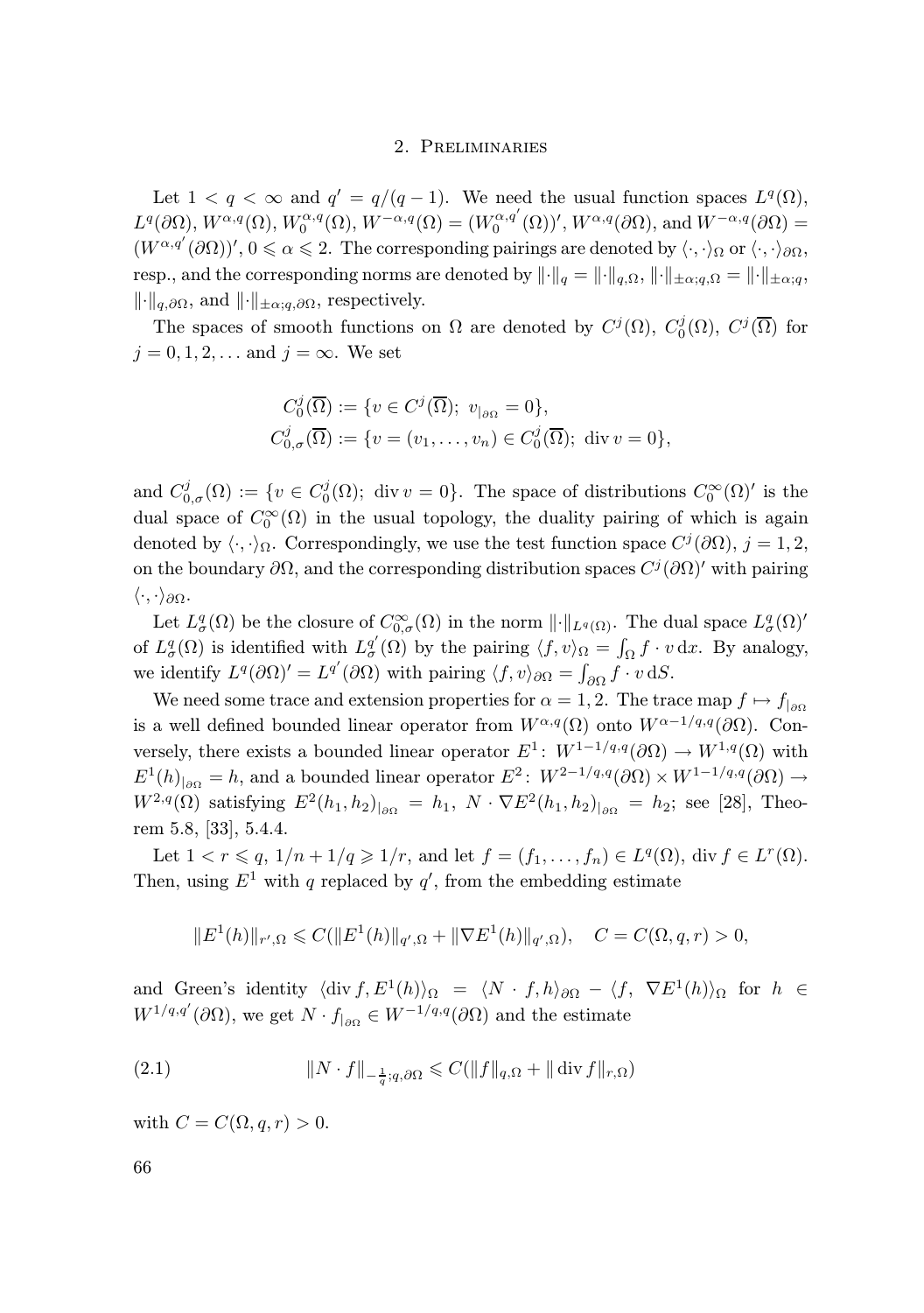## 2. Preliminaries

Let $1 < q < \infty$ and $q' = q/(q-1)$. We need the usual function spaces $L^q(\Omega)$, $L^q(\partial\Omega)$, $W^{\alpha,q}(\Omega)$, $W_0^{\alpha,q}(\Omega)$, $W^{-\alpha,q}(\Omega) = (W_0^{\alpha,q'}(\Omega))'$, $W^{\alpha,q}(\partial\Omega)$, and $W^{-\alpha,q}(\partial\Omega) = (W^{\alpha,q'}(\partial\Omega))'$, $0 \leqslant \alpha \leqslant 2$. The corresponding pairings are denoted by $\langle\cdot,\cdot\rangle_\Omega$ or $\langle\cdot,\cdot\rangle_{\partial\Omega}$, resp., and the corresponding norms are denoted by $\|\cdot\|_q = \|\cdot\|_{q,\Omega}$, $\|\cdot\|_{\pm\alpha;q,\Omega} = \|\cdot\|_{\pm\alpha;q}$, $\|\cdot\|_{q,\partial\Omega}$, and $\|\cdot\|_{\pm\alpha;q,\partial\Omega}$, respectively.

The spaces of smooth functions on $\Omega$ are denoted by $C^j(\Omega)$, $C_0^j(\Omega)$, $C^j(\overline{\Omega})$ for $j = 0, 1, 2, \ldots$ and $j = \infty$. We set

$$C_0^j(\overline{\Omega}) := \{v \in C^j(\overline{\Omega});\ v_{|\partial\Omega} = 0\},$$
$$C_{0,\sigma}^j(\overline{\Omega}) := \{v = (v_1, \ldots, v_n) \in C_0^j(\overline{\Omega});\ \operatorname{div} v = 0\},$$

and $C_{0,\sigma}^j(\Omega) := \{v \in C_0^j(\Omega);\ \operatorname{div} v = 0\}$. The space of distributions $C_0^\infty(\Omega)'$ is the dual space of $C_0^\infty(\Omega)$ in the usual topology, the duality pairing of which is again denoted by $\langle\cdot,\cdot\rangle_\Omega$. Correspondingly, we use the test function space $C^j(\partial\Omega)$, $j = 1, 2$, on the boundary $\partial\Omega$, and the corresponding distribution spaces $C^j(\partial\Omega)'$ with pairing $\langle\cdot,\cdot\rangle_{\partial\Omega}$.

Let $L^q_\sigma(\Omega)$ be the closure of $C_{0,\sigma}^\infty(\Omega)$ in the norm $\|\cdot\|_{L^q(\Omega)}$. The dual space $L^q_\sigma(\Omega)'$ of $L^q_\sigma(\Omega)$ is identified with $L^{q'}_\sigma(\Omega)$ by the pairing $\langle f, v\rangle_\Omega = \int_\Omega f \cdot v \, \mathrm{d}x$. By analogy, we identify $L^q(\partial\Omega)' = L^{q'}(\partial\Omega)$ with pairing $\langle f, v\rangle_{\partial\Omega} = \int_{\partial\Omega} f \cdot v \, \mathrm{d}S$.

We need some trace and extension properties for $\alpha = 1, 2$. The trace map $f \mapsto f_{|\partial\Omega}$ is a well defined bounded linear operator from $W^{\alpha,q}(\Omega)$ onto $W^{\alpha-1/q,q}(\partial\Omega)$. Conversely, there exists a bounded linear operator $E^1\colon W^{1-1/q,q}(\partial\Omega) \to W^{1,q}(\Omega)$ with $E^1(h)_{|\partial\Omega} = h$, and a bounded linear operator $E^2\colon W^{2-1/q,q}(\partial\Omega) \times W^{1-1/q,q}(\partial\Omega) \to W^{2,q}(\Omega)$ satisfying $E^2(h_1,h_2)_{|\partial\Omega} = h_1$, $N \cdot \nabla E^2(h_1,h_2)_{|\partial\Omega} = h_2$; see [28], Theorem 5.8, [33], 5.4.4.

Let $1 < r \leqslant q$, $1/n + 1/q \geqslant 1/r$, and let $f = (f_1, \ldots, f_n) \in L^q(\Omega)$, $\operatorname{div} f \in L^r(\Omega)$. Then, using $E^1$ with $q$ replaced by $q'$, from the embedding estimate

$$\|E^1(h)\|_{r',\Omega} \leqslant C(\|E^1(h)\|_{q',\Omega} + \|\nabla E^1(h)\|_{q',\Omega}), \quad C = C(\Omega, q, r) > 0,$$

and Green's identity $\langle \operatorname{div} f, E^1(h)\rangle_\Omega = \langle N \cdot f, h\rangle_{\partial\Omega} - \langle f,\ \nabla E^1(h)\rangle_\Omega$ for $h \in W^{1/q,q'}(\partial\Omega)$, we get $N \cdot f_{|\partial\Omega} \in W^{-1/q,q}(\partial\Omega)$ and the estimate

$$\|N \cdot f\|_{-\frac{1}{q};q,\partial\Omega} \leqslant C(\|f\|_{q,\Omega} + \|\operatorname{div} f\|_{r,\Omega}) \tag{2.1}$$

with $C = C(\Omega, q, r) > 0$.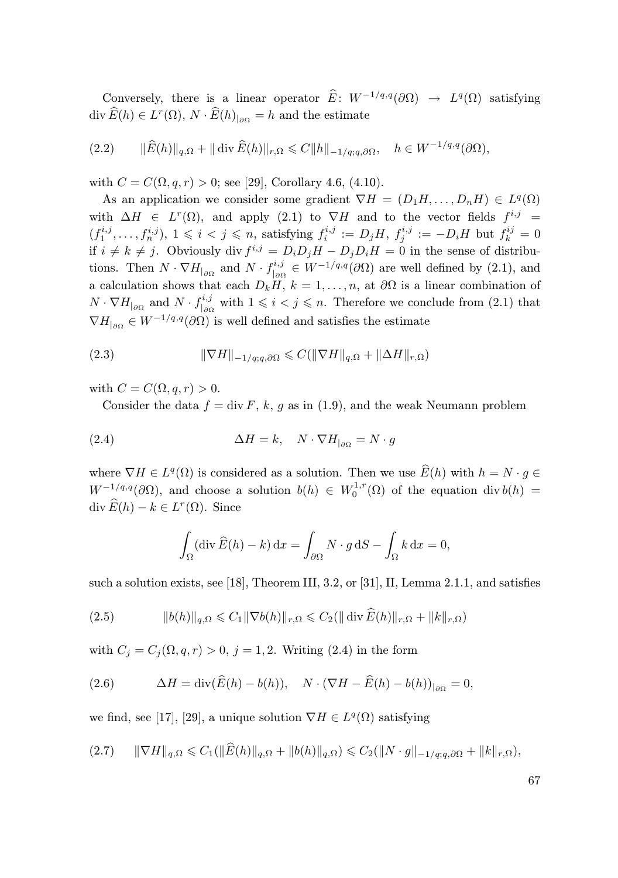Conversely, there is a linear operator $\widehat{E}\colon W^{-1/q,q}(\partial\Omega) \to L^q(\Omega)$ satisfying $\operatorname{div} \widehat{E}(h) \in L^r(\Omega)$, $N \cdot \widehat{E}(h)_{|\partial\Omega} = h$ and the estimate

$$\|\widehat{E}(h)\|_{q,\Omega} + \|\operatorname{div} \widehat{E}(h)\|_{r,\Omega} \leqslant C\|h\|_{-1/q;q,\partial\Omega}, \quad h \in W^{-1/q,q}(\partial\Omega), \tag{2.2}$$

with $C = C(\Omega, q, r) > 0$; see [29], Corollary 4.6, (4.10).

As an application we consider some gradient $\nabla H = (D_1 H, \ldots, D_n H) \in L^q(\Omega)$ with $\Delta H \in L^r(\Omega)$, and apply (2.1) to $\nabla H$ and to the vector fields $f^{i,j} = (f_1^{i,j}, \ldots, f_n^{i,j})$, $1 \leqslant i < j \leqslant n$, satisfying $f_i^{i,j} := D_j H$, $f_j^{i,j} := -D_i H$ but $f_k^{ij} = 0$ if $i \neq k \neq j$. Obviously $\operatorname{div} f^{i,j} = D_i D_j H - D_j D_i H = 0$ in the sense of distributions. Then $N \cdot \nabla H_{|\partial\Omega}$ and $N \cdot f^{i,j}_{|\partial\Omega} \in W^{-1/q,q}(\partial\Omega)$ are well defined by (2.1), and a calculation shows that each $D_k H$, $k = 1, \ldots, n$, at $\partial\Omega$ is a linear combination of $N \cdot \nabla H_{|\partial\Omega}$ and $N \cdot f^{i,j}_{|\partial\Omega}$ with $1 \leqslant i < j \leqslant n$. Therefore we conclude from (2.1) that $\nabla H_{|\partial\Omega} \in W^{-1/q,q}(\partial\Omega)$ is well defined and satisfies the estimate

$$\|\nabla H\|_{-1/q;q,\partial\Omega} \leqslant C(\|\nabla H\|_{q,\Omega} + \|\Delta H\|_{r,\Omega}) \tag{2.3}$$

with $C = C(\Omega, q, r) > 0$.

Consider the data $f = \operatorname{div} F$, $k$, $g$ as in (1.9), and the weak Neumann problem

$$\Delta H = k, \quad N \cdot \nabla H_{|\partial\Omega} = N \cdot g \tag{2.4}$$

where $\nabla H \in L^q(\Omega)$ is considered as a solution. Then we use $\widehat{E}(h)$ with $h = N \cdot g \in W^{-1/q,q}(\partial\Omega)$, and choose a solution $b(h) \in W_0^{1,r}(\Omega)$ of the equation $\operatorname{div} b(h) = \operatorname{div} \widehat{E}(h) - k \in L^r(\Omega)$. Since

$$\int_\Omega (\operatorname{div} \widehat{E}(h) - k) \, \mathrm{d}x = \int_{\partial\Omega} N \cdot g \, \mathrm{d}S - \int_\Omega k \, \mathrm{d}x = 0,$$

such a solution exists, see [18], Theorem III, 3.2, or [31], II, Lemma 2.1.1, and satisfies

$$\|b(h)\|_{q,\Omega} \leqslant C_1 \|\nabla b(h)\|_{r,\Omega} \leqslant C_2(\|\operatorname{div} \widehat{E}(h)\|_{r,\Omega} + \|k\|_{r,\Omega}) \tag{2.5}$$

with $C_j = C_j(\Omega, q, r) > 0$, $j = 1, 2$. Writing (2.4) in the form

$$\Delta H = \operatorname{div}(\widehat{E}(h) - b(h)), \quad N \cdot (\nabla H - \widehat{E}(h) - b(h))_{|\partial\Omega} = 0, \tag{2.6}$$

we find, see [17], [29], a unique solution $\nabla H \in L^q(\Omega)$ satisfying

$$\|\nabla H\|_{q,\Omega} \leqslant C_1(\|\widehat{E}(h)\|_{q,\Omega} + \|b(h)\|_{q,\Omega}) \leqslant C_2(\|N \cdot g\|_{-1/q;q,\partial\Omega} + \|k\|_{r,\Omega}), \tag{2.7}$$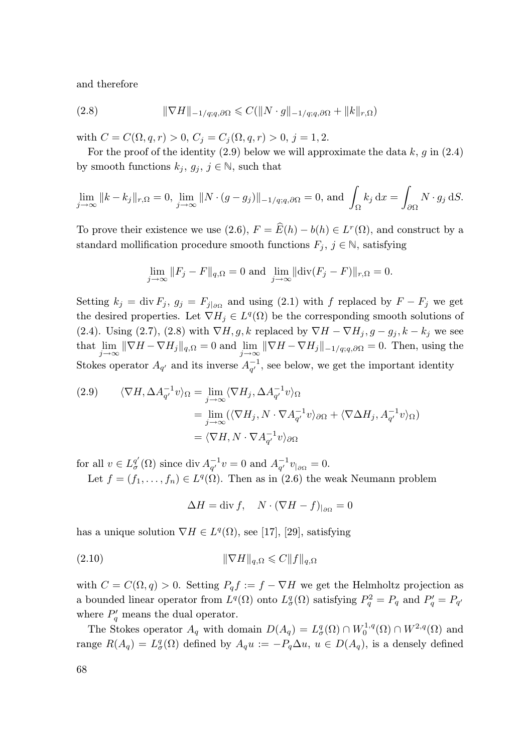and therefore

$$\|\nabla H\|_{-1/q;q,\partial\Omega} \leqslant C(\|N\cdot g\|_{-1/q;q,\partial\Omega} + \|k\|_{r,\Omega}) \tag{2.8}$$

with $C = C(\Omega, q, r) > 0$, $C_j = C_j(\Omega, q, r) > 0$, $j = 1, 2$.

For the proof of the identity (2.9) below we will approximate the data $k$, $g$ in (2.4) by smooth functions $k_j$, $g_j$, $j \in \mathbb{N}$, such that

$$\lim_{j\to\infty} \|k - k_j\|_{r,\Omega} = 0, \ \lim_{j\to\infty} \|N\cdot(g - g_j)\|_{-1/q;q,\partial\Omega} = 0, \text{ and } \int_\Omega k_j \,\mathrm{d}x = \int_{\partial\Omega} N\cdot g_j \,\mathrm{d}S.$$

To prove their existence we use (2.6), $F = \widehat{E}(h) - b(h) \in L^r(\Omega)$, and construct by a standard mollification procedure smooth functions $F_j$, $j \in \mathbb{N}$, satisfying

$$\lim_{j\to\infty} \|F_j - F\|_{q,\Omega} = 0 \text{ and } \lim_{j\to\infty} \|\mathrm{div}(F_j - F)\|_{r,\Omega} = 0.$$

Setting $k_j = \mathrm{div}\, F_j$, $g_j = F_{j|\partial\Omega}$ and using (2.1) with $f$ replaced by $F - F_j$ we get the desired properties. Let $\nabla H_j \in L^q(\Omega)$ be the corresponding smooth solutions of (2.4). Using (2.7), (2.8) with $\nabla H, g, k$ replaced by $\nabla H - \nabla H_j, g - g_j, k - k_j$ we see that $\lim\limits_{j\to\infty} \|\nabla H - \nabla H_j\|_{q,\Omega} = 0$ and $\lim\limits_{j\to\infty} \|\nabla H - \nabla H_j\|_{-1/q;q,\partial\Omega} = 0$. Then, using the Stokes operator $A_{q'}$ and its inverse $A_{q'}^{-1}$, see below, we get the important identity

$$\begin{aligned} \langle \nabla H, \Delta A_{q'}^{-1} v\rangle_\Omega &= \lim_{j\to\infty} \langle \nabla H_j, \Delta A_{q'}^{-1} v\rangle_\Omega \\ &= \lim_{j\to\infty} (\langle \nabla H_j, N\cdot\nabla A_{q'}^{-1} v\rangle_{\partial\Omega} + \langle \nabla\Delta H_j, A_{q'}^{-1} v\rangle_\Omega) \\ &= \langle \nabla H, N\cdot\nabla A_{q'}^{-1} v\rangle_{\partial\Omega} \end{aligned} \tag{2.9}$$

for all $v \in L^{q'}_\sigma(\Omega)$ since $\mathrm{div}\, A_{q'}^{-1} v = 0$ and $A_{q'}^{-1} v_{|\partial\Omega} = 0$.

Let $f = (f_1, \dots, f_n) \in L^q(\Omega)$. Then as in (2.6) the weak Neumann problem

$$\Delta H = \mathrm{div}\, f, \quad N\cdot(\nabla H - f)_{|\partial\Omega} = 0$$

has a unique solution $\nabla H \in L^q(\Omega)$, see [17], [29], satisfying

$$\|\nabla H\|_{q,\Omega} \leqslant C\|f\|_{q,\Omega} \tag{2.10}$$

with $C = C(\Omega, q) > 0$. Setting $P_q f := f - \nabla H$ we get the Helmholtz projection as a bounded linear operator from $L^q(\Omega)$ onto $L^q_\sigma(\Omega)$ satisfying $P_q^2 = P_q$ and $P_q' = P_{q'}$ where $P_q'$ means the dual operator.

The Stokes operator $A_q$ with domain $D(A_q) = L^q_\sigma(\Omega) \cap W^{1,q}_0(\Omega) \cap W^{2,q}(\Omega)$ and range $R(A_q) = L^q_\sigma(\Omega)$ defined by $A_q u := -P_q \Delta u$, $u \in D(A_q)$, is a densely defined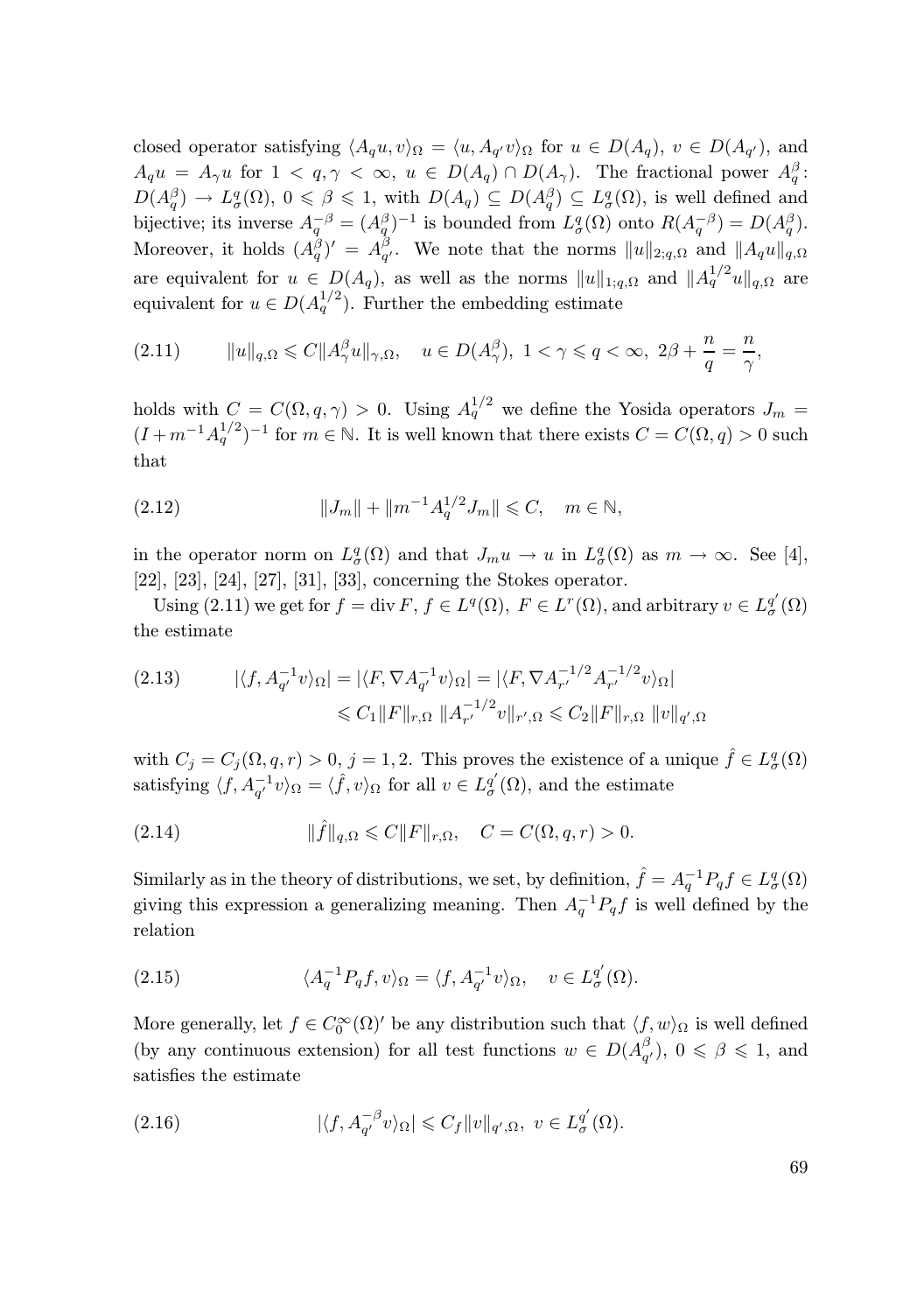closed operator satisfying $\langle A_q u, v\rangle_\Omega = \langle u, A_{q'} v\rangle_\Omega$ for $u \in D(A_q)$, $v \in D(A_{q'})$, and $A_q u = A_\gamma u$ for $1 < q, \gamma < \infty$, $u \in D(A_q) \cap D(A_\gamma)$. The fractional power $A_q^\beta$: $D(A_q^\beta) \to L^q_\sigma(\Omega)$, $0 \leqslant \beta \leqslant 1$, with $D(A_q) \subseteq D(A_q^\beta) \subseteq L^q_\sigma(\Omega)$, is well defined and bijective; its inverse $A_q^{-\beta} = (A_q^\beta)^{-1}$ is bounded from $L^q_\sigma(\Omega)$ onto $R(A_q^{-\beta}) = D(A_q^\beta)$. Moreover, it holds $(A_q^\beta)' = A_{q'}^\beta$. We note that the norms $\|u\|_{2;q,\Omega}$ and $\|A_q u\|_{q,\Omega}$ are equivalent for $u \in D(A_q)$, as well as the norms $\|u\|_{1;q,\Omega}$ and $\|A_q^{1/2} u\|_{q,\Omega}$ are equivalent for $u \in D(A_q^{1/2})$. Further the embedding estimate

$$
\|u\|_{q,\Omega} \leqslant C\|A_\gamma^\beta u\|_{\gamma,\Omega}, \quad u \in D(A_\gamma^\beta),\ 1 < \gamma \leqslant q < \infty,\ 2\beta + \frac{n}{q} = \frac{n}{\gamma}, \tag{2.11}
$$

holds with $C = C(\Omega, q, \gamma) > 0$. Using $A_q^{1/2}$ we define the Yosida operators $J_m = (I + m^{-1} A_q^{1/2})^{-1}$ for $m \in \mathbb{N}$. It is well known that there exists $C = C(\Omega, q) > 0$ such that

$$
\|J_m\| + \|m^{-1} A_q^{1/2} J_m\| \leqslant C, \quad m \in \mathbb{N}, \tag{2.12}
$$

in the operator norm on $L^q_\sigma(\Omega)$ and that $J_m u \to u$ in $L^q_\sigma(\Omega)$ as $m \to \infty$. See [4], [22], [23], [24], [27], [31], [33], concerning the Stokes operator.

Using (2.11) we get for $f = \operatorname{div} F$, $f \in L^q(\Omega)$, $F \in L^r(\Omega)$, and arbitrary $v \in L^{q'}_\sigma(\Omega)$ the estimate

$$
\begin{aligned}
|\langle f, A_{q'}^{-1} v\rangle_\Omega| &= |\langle F, \nabla A_{q'}^{-1} v\rangle_\Omega| = |\langle F, \nabla A_{r'}^{-1/2} A_{r'}^{-1/2} v\rangle_\Omega| \\
&\leqslant C_1 \|F\|_{r,\Omega}\, \|A_{r'}^{-1/2} v\|_{r',\Omega} \leqslant C_2 \|F\|_{r,\Omega}\, \|v\|_{q',\Omega}
\end{aligned} \tag{2.13}
$$

with $C_j = C_j(\Omega, q, r) > 0$, $j = 1, 2$. This proves the existence of a unique $\hat{f} \in L^q_\sigma(\Omega)$ satisfying $\langle f, A_{q'}^{-1} v\rangle_\Omega = \langle \hat{f}, v\rangle_\Omega$ for all $v \in L^{q'}_\sigma(\Omega)$, and the estimate

$$
\|\hat{f}\|_{q,\Omega} \leqslant C\|F\|_{r,\Omega}, \quad C = C(\Omega, q, r) > 0. \tag{2.14}
$$

Similarly as in the theory of distributions, we set, by definition, $\hat{f} = A_q^{-1} P_q f \in L^q_\sigma(\Omega)$ giving this expression a generalizing meaning. Then $A_q^{-1} P_q f$ is well defined by the relation

$$
\langle A_q^{-1} P_q f, v\rangle_\Omega = \langle f, A_{q'}^{-1} v\rangle_\Omega, \quad v \in L^{q'}_\sigma(\Omega). \tag{2.15}
$$

More generally, let $f \in C_0^\infty(\Omega)'$ be any distribution such that $\langle f, w\rangle_\Omega$ is well defined (by any continuous extension) for all test functions $w \in D(A_{q'}^\beta)$, $0 \leqslant \beta \leqslant 1$, and satisfies the estimate

$$
|\langle f, A_{q'}^{-\beta} v\rangle_\Omega| \leqslant C_f \|v\|_{q',\Omega},\ v \in L^{q'}_\sigma(\Omega). \tag{2.16}
$$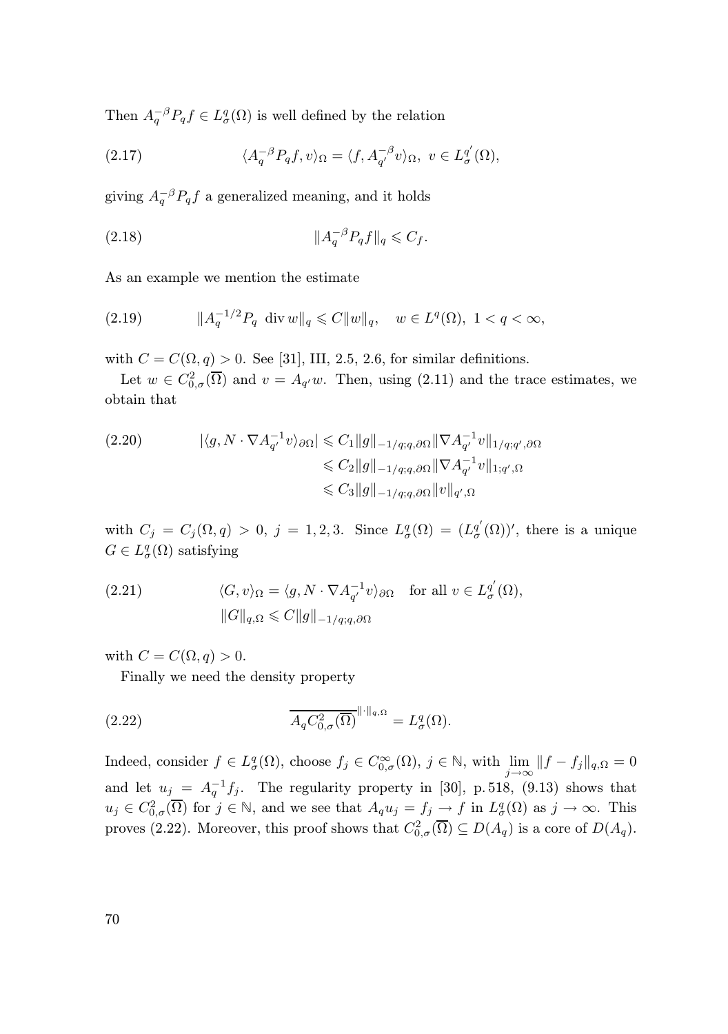Then $A_q^{-\beta} P_q f \in L^q_\sigma(\Omega)$ is well defined by the relation

$$\langle A_q^{-\beta} P_q f, v\rangle_\Omega = \langle f, A_{q'}^{-\beta} v\rangle_\Omega,\ v \in L^{q'}_\sigma(\Omega), \tag{2.17}$$

giving $A_q^{-\beta} P_q f$ a generalized meaning, and it holds

$$\|A_q^{-\beta} P_q f\|_q \leqslant C_f. \tag{2.18}$$

As an example we mention the estimate

$$\|A_q^{-1/2} P_q \ \operatorname{div} w\|_q \leqslant C\|w\|_q, \quad w \in L^q(\Omega),\ 1 < q < \infty, \tag{2.19}$$

with $C = C(\Omega, q) > 0$. See [31], III, 2.5, 2.6, for similar definitions.

Let $w \in C^2_{0,\sigma}(\overline{\Omega})$ and $v = A_{q'} w$. Then, using (2.11) and the trace estimates, we obtain that

$$\begin{aligned} |\langle g, N \cdot \nabla A_{q'}^{-1} v\rangle_{\partial\Omega}| &\leqslant C_1 \|g\|_{-1/q;q,\partial\Omega} \|\nabla A_{q'}^{-1} v\|_{1/q;q',\partial\Omega} \\ &\leqslant C_2 \|g\|_{-1/q;q,\partial\Omega} \|\nabla A_{q'}^{-1} v\|_{1;q',\Omega} \\ &\leqslant C_3 \|g\|_{-1/q;q,\partial\Omega} \|v\|_{q',\Omega} \end{aligned} \tag{2.20}$$

with $C_j = C_j(\Omega, q) > 0$, $j = 1, 2, 3$. Since $L^q_\sigma(\Omega) = (L^{q'}_\sigma(\Omega))'$, there is a unique $G \in L^q_\sigma(\Omega)$ satisfying

$$\begin{aligned} &\langle G, v\rangle_\Omega = \langle g, N \cdot \nabla A_{q'}^{-1} v\rangle_{\partial\Omega} \quad \text{for all } v \in L^{q'}_\sigma(\Omega), \\ &\|G\|_{q,\Omega} \leqslant C\|g\|_{-1/q;q,\partial\Omega} \end{aligned} \tag{2.21}$$

with $C = C(\Omega, q) > 0$.

Finally we need the density property

$$\overline{A_q C^2_{0,\sigma}(\overline{\Omega})}^{\|\cdot\|_{q,\Omega}} = L^q_\sigma(\Omega). \tag{2.22}$$

Indeed, consider $f \in L^q_\sigma(\Omega)$, choose $f_j \in C^\infty_{0,\sigma}(\Omega)$, $j \in \mathbb{N}$, with $\lim\limits_{j\to\infty} \|f - f_j\|_{q,\Omega} = 0$ and let $u_j = A_q^{-1} f_j$. The regularity property in [30], p. 518, (9.13) shows that $u_j \in C^2_{0,\sigma}(\overline{\Omega})$ for $j \in \mathbb{N}$, and we see that $A_q u_j = f_j \to f$ in $L^q_\sigma(\Omega)$ as $j \to \infty$. This proves (2.22). Moreover, this proof shows that $C^2_{0,\sigma}(\overline{\Omega}) \subseteq D(A_q)$ is a core of $D(A_q)$.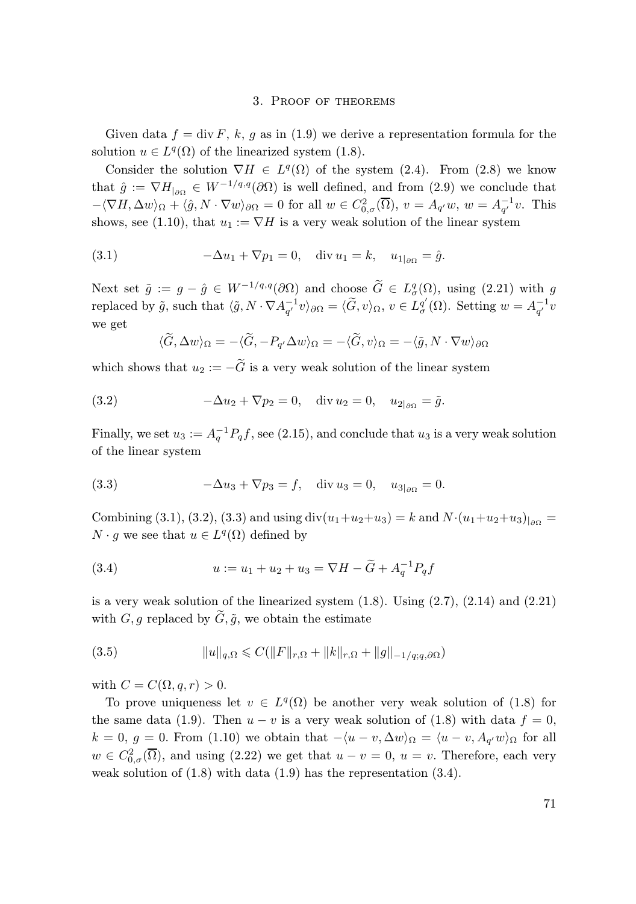## 3. Proof of theorems

Given data $f = \operatorname{div} F$, $k$, $g$ as in (1.9) we derive a representation formula for the solution $u \in L^q(\Omega)$ of the linearized system (1.8).

Consider the solution $\nabla H \in L^q(\Omega)$ of the system (2.4). From (2.8) we know that $\hat{g} := \nabla H_{|\partial\Omega} \in W^{-1/q,q}(\partial\Omega)$ is well defined, and from (2.9) we conclude that $-\langle \nabla H, \Delta w\rangle_\Omega + \langle \hat{g}, N \cdot \nabla w\rangle_{\partial\Omega} = 0$ for all $w \in C^2_{0,\sigma}(\overline{\Omega})$, $v = A_{q'} w$, $w = A_{q'}^{-1} v$. This shows, see (1.10), that $u_1 := \nabla H$ is a very weak solution of the linear system

$$-\Delta u_1 + \nabla p_1 = 0, \quad \operatorname{div} u_1 = k, \quad u_{1|\partial\Omega} = \hat{g}. \tag{3.1}$$

Next set $\tilde{g} := g - \hat{g} \in W^{-1/q,q}(\partial\Omega)$ and choose $\widetilde{G} \in L^q_\sigma(\Omega)$, using (2.21) with $g$ replaced by $\tilde{g}$, such that $\langle \tilde{g}, N \cdot \nabla A_{q'}^{-1} v\rangle_{\partial\Omega} = \langle \widetilde{G}, v\rangle_\Omega$, $v \in L^{q'}_\sigma(\Omega)$. Setting $w = A_{q'}^{-1} v$ we get

$$\langle \widetilde{G}, \Delta w\rangle_\Omega = -\langle \widetilde{G}, -P_{q'}\Delta w\rangle_\Omega = -\langle \widetilde{G}, v\rangle_\Omega = -\langle \tilde{g}, N \cdot \nabla w\rangle_{\partial\Omega}$$

which shows that $u_2 := -\widetilde{G}$ is a very weak solution of the linear system

$$-\Delta u_2 + \nabla p_2 = 0, \quad \operatorname{div} u_2 = 0, \quad u_{2|\partial\Omega} = \tilde{g}. \tag{3.2}$$

Finally, we set $u_3 := A_q^{-1} P_q f$, see (2.15), and conclude that $u_3$ is a very weak solution of the linear system

$$-\Delta u_3 + \nabla p_3 = f, \quad \operatorname{div} u_3 = 0, \quad u_{3|\partial\Omega} = 0. \tag{3.3}$$

Combining (3.1), (3.2), (3.3) and using $\operatorname{div}(u_1+u_2+u_3) = k$ and $N \cdot (u_1+u_2+u_3)_{|\partial\Omega} = N \cdot g$ we see that $u \in L^q(\Omega)$ defined by

$$u := u_1 + u_2 + u_3 = \nabla H - \widetilde{G} + A_q^{-1} P_q f \tag{3.4}$$

is a very weak solution of the linearized system (1.8). Using (2.7), (2.14) and (2.21) with $G, g$ replaced by $\widetilde{G}, \tilde{g}$, we obtain the estimate

$$\|u\|_{q,\Omega} \leqslant C(\|F\|_{r,\Omega} + \|k\|_{r,\Omega} + \|g\|_{-1/q;q,\partial\Omega}) \tag{3.5}$$

with $C = C(\Omega, q, r) > 0$.

To prove uniqueness let $v \in L^q(\Omega)$ be another very weak solution of (1.8) for the same data (1.9). Then $u - v$ is a very weak solution of (1.8) with data $f = 0$, $k = 0$, $g = 0$. From (1.10) we obtain that $-\langle u - v, \Delta w\rangle_\Omega = \langle u - v, A_{q'} w\rangle_\Omega$ for all $w \in C^2_{0,\sigma}(\overline{\Omega})$, and using (2.22) we get that $u - v = 0$, $u = v$. Therefore, each very weak solution of (1.8) with data (1.9) has the representation (3.4).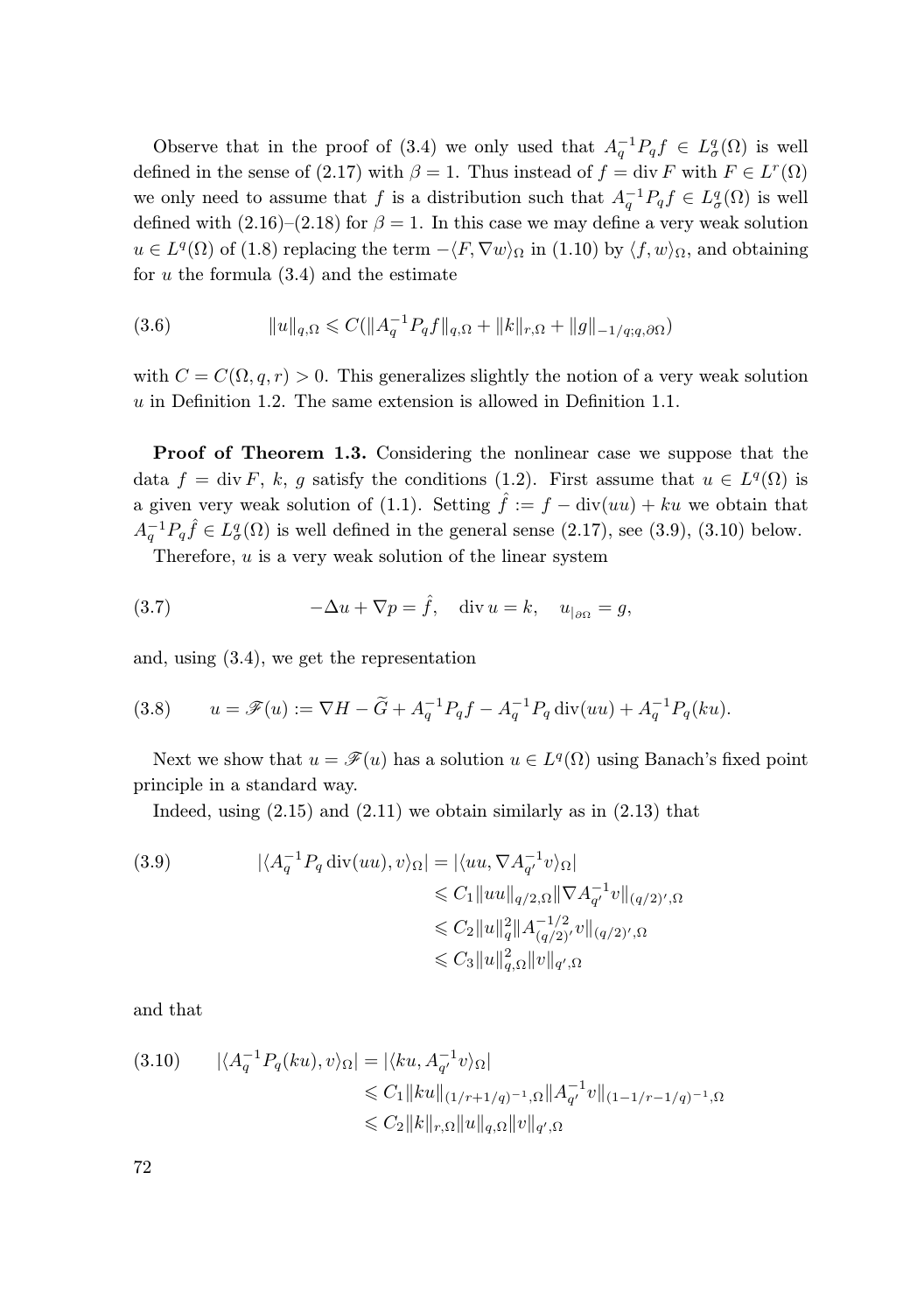Observe that in the proof of (3.4) we only used that $A_q^{-1}P_q f \in L^q_\sigma(\Omega)$ is well defined in the sense of (2.17) with $\beta = 1$. Thus instead of $f = \operatorname{div} F$ with $F \in L^r(\Omega)$ we only need to assume that $f$ is a distribution such that $A_q^{-1}P_q f \in L^q_\sigma(\Omega)$ is well defined with (2.16)–(2.18) for $\beta = 1$. In this case we may define a very weak solution $u \in L^q(\Omega)$ of (1.8) replacing the term $-\langle F, \nabla w\rangle_\Omega$ in (1.10) by $\langle f, w\rangle_\Omega$, and obtaining for $u$ the formula (3.4) and the estimate

$$\|u\|_{q,\Omega} \leqslant C(\|A_q^{-1}P_q f\|_{q,\Omega} + \|k\|_{r,\Omega} + \|g\|_{-1/q;q,\partial\Omega}) \tag{3.6}$$

with $C = C(\Omega, q, r) > 0$. This generalizes slightly the notion of a very weak solution $u$ in Definition 1.2. The same extension is allowed in Definition 1.1.

**Proof of Theorem 1.3.** Considering the nonlinear case we suppose that the data $f = \operatorname{div} F$, $k$, $g$ satisfy the conditions (1.2). First assume that $u \in L^q(\Omega)$ is a given very weak solution of (1.1). Setting $\hat{f} := f - \operatorname{div}(uu) + ku$ we obtain that $A_q^{-1}P_q\hat{f} \in L^q_\sigma(\Omega)$ is well defined in the general sense (2.17), see (3.9), (3.10) below.

Therefore, $u$ is a very weak solution of the linear system

$$-\Delta u + \nabla p = \hat{f}, \quad \operatorname{div} u = k, \quad u_{|\partial\Omega} = g, \tag{3.7}$$

and, using (3.4), we get the representation

$$u = \mathscr{F}(u) := \nabla H - \widetilde{G} + A_q^{-1}P_q f - A_q^{-1}P_q \operatorname{div}(uu) + A_q^{-1}P_q(ku). \tag{3.8}$$

Next we show that $u = \mathscr{F}(u)$ has a solution $u \in L^q(\Omega)$ using Banach's fixed point principle in a standard way.

Indeed, using (2.15) and (2.11) we obtain similarly as in (2.13) that

$$\begin{aligned}
|\langle A_q^{-1}P_q \operatorname{div}(uu), v\rangle_\Omega| &= |\langle uu, \nabla A_{q'}^{-1}v\rangle_\Omega| \\
&\leqslant C_1\|uu\|_{q/2,\Omega}\|\nabla A_{q'}^{-1}v\|_{(q/2)',\Omega} \\
&\leqslant C_2\|u\|_q^2\|A_{(q/2)'}^{-1/2}v\|_{(q/2)',\Omega} \\
&\leqslant C_3\|u\|_{q,\Omega}^2\|v\|_{q',\Omega}
\end{aligned} \tag{3.9}$$

and that

$$\begin{aligned}
|\langle A_q^{-1}P_q(ku), v\rangle_\Omega| &= |\langle ku, A_{q'}^{-1}v\rangle_\Omega| \\
&\leqslant C_1\|ku\|_{(1/r+1/q)^{-1},\Omega}\|A_{q'}^{-1}v\|_{(1-1/r-1/q)^{-1},\Omega} \\
&\leqslant C_2\|k\|_{r,\Omega}\|u\|_{q,\Omega}\|v\|_{q',\Omega}
\end{aligned} \tag{3.10}$$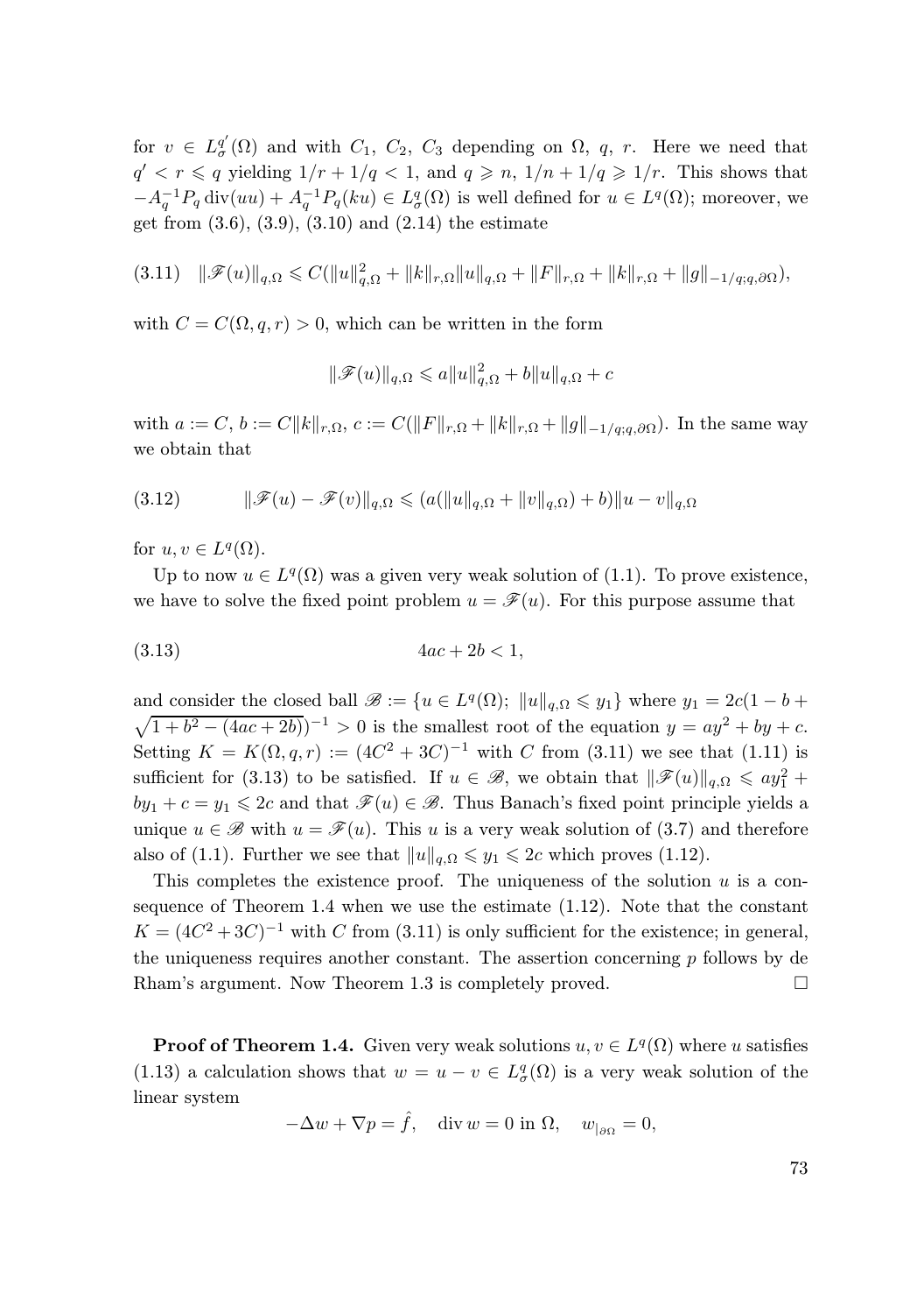for $v \in L^{q'}_\sigma(\Omega)$ and with $C_1$, $C_2$, $C_3$ depending on $\Omega$, $q$, $r$. Here we need that $q' < r \leqslant q$ yielding $1/r + 1/q < 1$, and $q \geqslant n$, $1/n + 1/q \geqslant 1/r$. This shows that $-A_q^{-1}P_q \operatorname{div}(uu) + A_q^{-1}P_q(ku) \in L^q_\sigma(\Omega)$ is well defined for $u \in L^q(\Omega)$; moreover, we get from (3.6), (3.9), (3.10) and (2.14) the estimate

$$\|\mathscr{F}(u)\|_{q,\Omega} \leqslant C(\|u\|^2_{q,\Omega} + \|k\|_{r,\Omega}\|u\|_{q,\Omega} + \|F\|_{r,\Omega} + \|k\|_{r,\Omega} + \|g\|_{-1/q;q,\partial\Omega}), \tag{3.11}$$

with $C = C(\Omega, q, r) > 0$, which can be written in the form

$$\|\mathscr{F}(u)\|_{q,\Omega} \leqslant a\|u\|^2_{q,\Omega} + b\|u\|_{q,\Omega} + c$$

with $a := C$, $b := C\|k\|_{r,\Omega}$, $c := C(\|F\|_{r,\Omega} + \|k\|_{r,\Omega} + \|g\|_{-1/q;q,\partial\Omega})$. In the same way we obtain that

$$\|\mathscr{F}(u) - \mathscr{F}(v)\|_{q,\Omega} \leqslant (a(\|u\|_{q,\Omega} + \|v\|_{q,\Omega}) + b)\|u - v\|_{q,\Omega} \tag{3.12}$$

for $u, v \in L^q(\Omega)$.

Up to now $u \in L^q(\Omega)$ was a given very weak solution of (1.1). To prove existence, we have to solve the fixed point problem $u = \mathscr{F}(u)$. For this purpose assume that

$$4ac + 2b < 1, \tag{3.13}$$

and consider the closed ball $\mathscr{B} := \{u \in L^q(\Omega);\ \|u\|_{q,\Omega} \leqslant y_1\}$ where $y_1 = 2c(1 - b + \sqrt{1 + b^2 - (4ac + 2b)})^{-1} > 0$ is the smallest root of the equation $y = ay^2 + by + c$. Setting $K = K(\Omega, q, r) := (4C^2 + 3C)^{-1}$ with $C$ from (3.11) we see that (1.11) is sufficient for (3.13) to be satisfied. If $u \in \mathscr{B}$, we obtain that $\|\mathscr{F}(u)\|_{q,\Omega} \leqslant ay_1^2 + by_1 + c = y_1 \leqslant 2c$ and that $\mathscr{F}(u) \in \mathscr{B}$. Thus Banach's fixed point principle yields a unique $u \in \mathscr{B}$ with $u = \mathscr{F}(u)$. This $u$ is a very weak solution of (3.7) and therefore also of (1.1). Further we see that $\|u\|_{q,\Omega} \leqslant y_1 \leqslant 2c$ which proves (1.12).

This completes the existence proof. The uniqueness of the solution $u$ is a consequence of Theorem 1.4 when we use the estimate (1.12). Note that the constant $K = (4C^2 + 3C)^{-1}$ with $C$ from (3.11) is only sufficient for the existence; in general, the uniqueness requires another constant. The assertion concerning $p$ follows by de Rham's argument. Now Theorem 1.3 is completely proved. $\square$

**Proof of Theorem 1.4.** Given very weak solutions $u, v \in L^q(\Omega)$ where $u$ satisfies (1.13) a calculation shows that $w = u - v \in L^q_\sigma(\Omega)$ is a very weak solution of the linear system

$$-\Delta w + \nabla p = \hat{f}, \quad \operatorname{div} w = 0 \text{ in } \Omega, \quad w_{|\partial\Omega} = 0,$$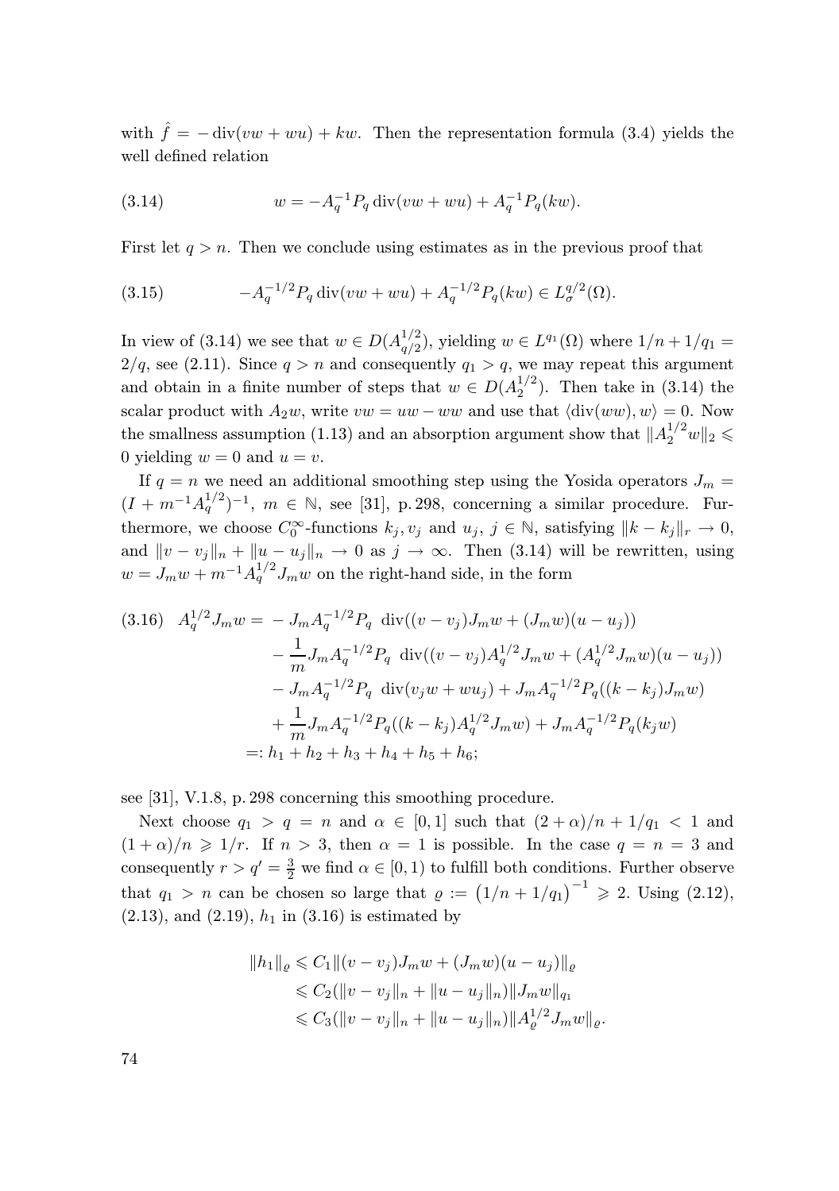with $\hat{f} = -\operatorname{div}(vw + wu) + kw$. Then the representation formula (3.4) yields the well defined relation

$$
w = -A_q^{-1} P_q \operatorname{div}(vw + wu) + A_q^{-1} P_q(kw). \tag{3.14}
$$

First let $q > n$. Then we conclude using estimates as in the previous proof that

$$
-A_q^{-1/2} P_q \operatorname{div}(vw + wu) + A_q^{-1/2} P_q(kw) \in L_\sigma^{q/2}(\Omega). \tag{3.15}
$$

In view of (3.14) we see that $w \in D(A_{q/2}^{1/2})$, yielding $w \in L^{q_1}(\Omega)$ where $1/n + 1/q_1 = 2/q$, see (2.11). Since $q > n$ and consequently $q_1 > q$, we may repeat this argument and obtain in a finite number of steps that $w \in D(A_2^{1/2})$. Then take in (3.14) the scalar product with $A_2 w$, write $vw = uw - ww$ and use that $\langle \operatorname{div}(ww), w \rangle = 0$. Now the smallness assumption (1.13) and an absorption argument show that $\|A_2^{1/2} w\|_2 \leqslant 0$ yielding $w = 0$ and $u = v$.

If $q = n$ we need an additional smoothing step using the Yosida operators $J_m = (I + m^{-1} A_q^{1/2})^{-1}$, $m \in \mathbb{N}$, see [31], p. 298, concerning a similar procedure. Furthermore, we choose $C_0^\infty$-functions $k_j, v_j$ and $u_j$, $j \in \mathbb{N}$, satisfying $\|k - k_j\|_r \to 0$, and $\|v - v_j\|_n + \|u - u_j\|_n \to 0$ as $j \to \infty$. Then (3.14) will be rewritten, using $w = J_m w + m^{-1} A_q^{1/2} J_m w$ on the right-hand side, in the form

$$
\begin{aligned}
A_q^{1/2} J_m w = & - J_m A_q^{-1/2} P_q \ \operatorname{div}((v - v_j) J_m w + (J_m w)(u - u_j)) \\
& - \frac{1}{m} J_m A_q^{-1/2} P_q \ \operatorname{div}((v - v_j) A_q^{1/2} J_m w + (A_q^{1/2} J_m w)(u - u_j)) \\
& - J_m A_q^{-1/2} P_q \ \operatorname{div}(v_j w + w u_j) + J_m A_q^{-1/2} P_q((k - k_j) J_m w) \\
& + \frac{1}{m} J_m A_q^{-1/2} P_q((k - k_j) A_q^{1/2} J_m w) + J_m A_q^{-1/2} P_q(k_j w) \\
=: & \ h_1 + h_2 + h_3 + h_4 + h_5 + h_6;
\end{aligned} \tag{3.16}
$$

see [31], V.1.8, p. 298 concerning this smoothing procedure.

Next choose $q_1 > q = n$ and $\alpha \in [0, 1]$ such that $(2 + \alpha)/n + 1/q_1 < 1$ and $(1 + \alpha)/n \geqslant 1/r$. If $n > 3$, then $\alpha = 1$ is possible. In the case $q = n = 3$ and consequently $r > q' = \frac{3}{2}$ we find $\alpha \in [0, 1)$ to fulfill both conditions. Further observe that $q_1 > n$ can be chosen so large that $\varrho := \left(1/n + 1/q_1\right)^{-1} \geqslant 2$. Using (2.12), (2.13), and (2.19), $h_1$ in (3.16) is estimated by

$$
\begin{aligned}
\|h_1\|_\varrho &\leqslant C_1 \|(v - v_j) J_m w + (J_m w)(u - u_j)\|_\varrho \\
&\leqslant C_2 (\|v - v_j\|_n + \|u - u_j\|_n) \|J_m w\|_{q_1} \\
&\leqslant C_3 (\|v - v_j\|_n + \|u - u_j\|_n) \|A_\varrho^{1/2} J_m w\|_\varrho.
\end{aligned}
$$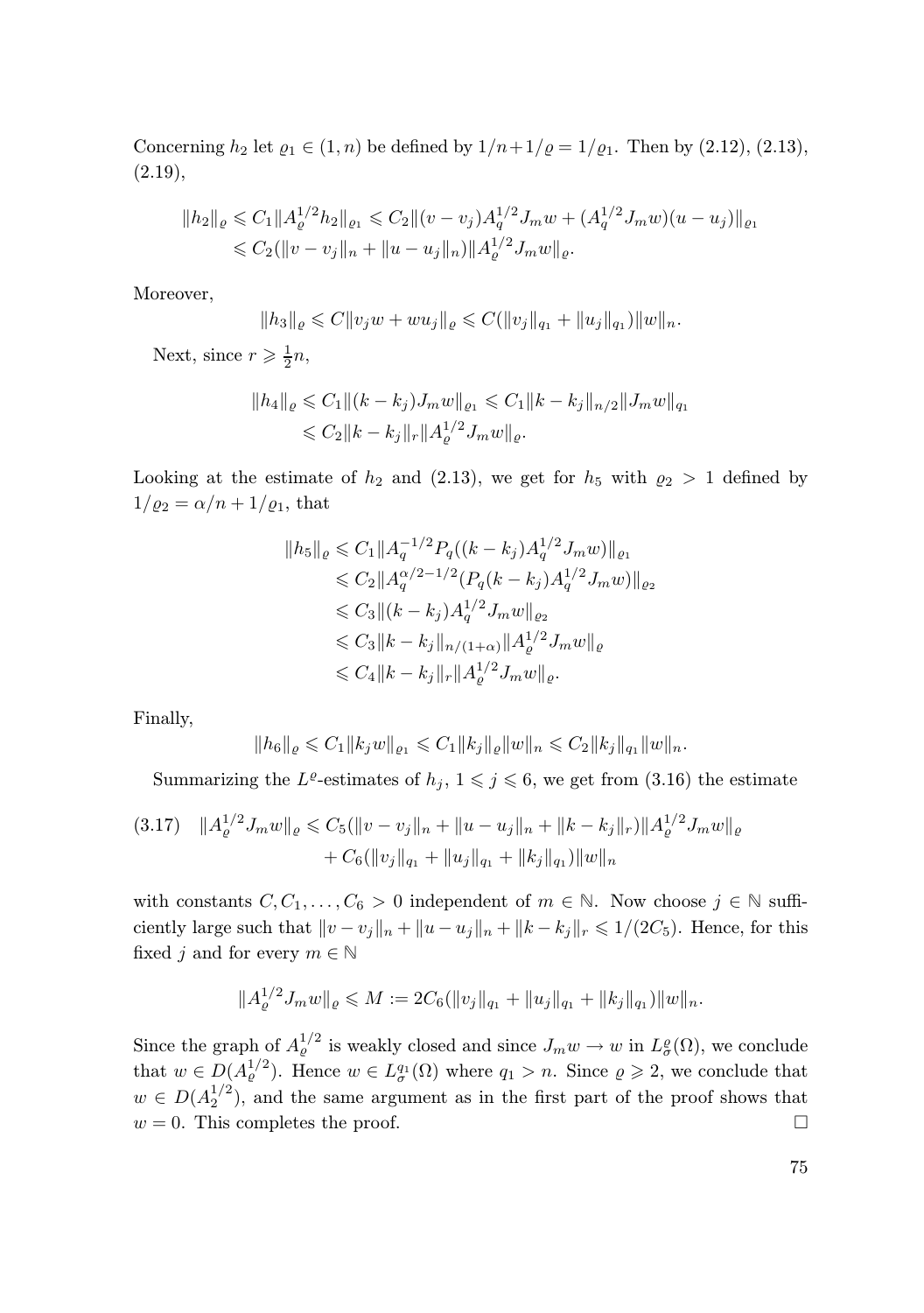Concerning $h_2$ let $\varrho_1 \in (1, n)$ be defined by $1/n + 1/\varrho = 1/\varrho_1$. Then by (2.12), (2.13), (2.19),

$$\begin{aligned}
\|h_2\|_\varrho &\leqslant C_1 \|A_\varrho^{1/2} h_2\|_{\varrho_1} \leqslant C_2 \|(v - v_j) A_q^{1/2} J_m w + (A_q^{1/2} J_m w)(u - u_j)\|_{\varrho_1} \\
&\leqslant C_2 (\|v - v_j\|_n + \|u - u_j\|_n) \|A_\varrho^{1/2} J_m w\|_\varrho.
\end{aligned}$$

Moreover,

$$\|h_3\|_\varrho \leqslant C \|v_j w + w u_j\|_\varrho \leqslant C(\|v_j\|_{q_1} + \|u_j\|_{q_1}) \|w\|_n.$$

Next, since $r \geqslant \frac{1}{2} n$,

$$\begin{aligned}
\|h_4\|_\varrho &\leqslant C_1 \|(k - k_j) J_m w\|_{\varrho_1} \leqslant C_1 \|k - k_j\|_{n/2} \|J_m w\|_{q_1} \\
&\leqslant C_2 \|k - k_j\|_r \|A_\varrho^{1/2} J_m w\|_\varrho.
\end{aligned}$$

Looking at the estimate of $h_2$ and (2.13), we get for $h_5$ with $\varrho_2 > 1$ defined by $1/\varrho_2 = \alpha/n + 1/\varrho_1$, that

$$\begin{aligned}
\|h_5\|_\varrho &\leqslant C_1 \|A_q^{-1/2} P_q((k - k_j) A_q^{1/2} J_m w)\|_{\varrho_1} \\
&\leqslant C_2 \|A_q^{\alpha/2 - 1/2} (P_q (k - k_j) A_q^{1/2} J_m w)\|_{\varrho_2} \\
&\leqslant C_3 \|(k - k_j) A_q^{1/2} J_m w\|_{\varrho_2} \\
&\leqslant C_3 \|k - k_j\|_{n/(1+\alpha)} \|A_\varrho^{1/2} J_m w\|_\varrho \\
&\leqslant C_4 \|k - k_j\|_r \|A_\varrho^{1/2} J_m w\|_\varrho.
\end{aligned}$$

Finally,

$$\|h_6\|_\varrho \leqslant C_1 \|k_j w\|_{\varrho_1} \leqslant C_1 \|k_j\|_\varrho \|w\|_n \leqslant C_2 \|k_j\|_{q_1} \|w\|_n.$$

Summarizing the $L^\varrho$-estimates of $h_j$, $1 \leqslant j \leqslant 6$, we get from (3.16) the estimate

$$\begin{aligned}
(3.17) \quad \|A_\varrho^{1/2} J_m w\|_\varrho &\leqslant C_5 (\|v - v_j\|_n + \|u - u_j\|_n + \|k - k_j\|_r) \|A_\varrho^{1/2} J_m w\|_\varrho \\
&\quad + C_6 (\|v_j\|_{q_1} + \|u_j\|_{q_1} + \|k_j\|_{q_1}) \|w\|_n
\end{aligned}$$

with constants $C, C_1, \ldots, C_6 > 0$ independent of $m \in \mathbb{N}$. Now choose $j \in \mathbb{N}$ sufficiently large such that $\|v - v_j\|_n + \|u - u_j\|_n + \|k - k_j\|_r \leqslant 1/(2C_5)$. Hence, for this fixed $j$ and for every $m \in \mathbb{N}$

$$\|A_\varrho^{1/2} J_m w\|_\varrho \leqslant M := 2C_6 (\|v_j\|_{q_1} + \|u_j\|_{q_1} + \|k_j\|_{q_1}) \|w\|_n.$$

Since the graph of $A_\varrho^{1/2}$ is weakly closed and since $J_m w \to w$ in $L^\varrho_\sigma(\Omega)$, we conclude that $w \in D(A_\varrho^{1/2})$. Hence $w \in L^{q_1}_\sigma(\Omega)$ where $q_1 > n$. Since $\varrho \geqslant 2$, we conclude that $w \in D(A_2^{1/2})$, and the same argument as in the first part of the proof shows that $w = 0$. This completes the proof. $\square$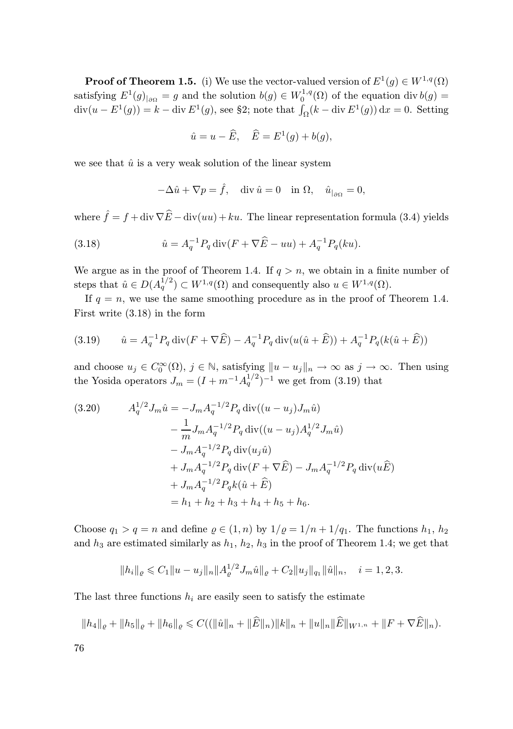**Proof of Theorem 1.5.** (i) We use the vector-valued version of $E^1(g) \in W^{1,q}(\Omega)$ satisfying $E^1(g)_{|\partial\Omega} = g$ and the solution $b(g) \in W_0^{1,q}(\Omega)$ of the equation $\operatorname{div} b(g) = \operatorname{div}(u - E^1(g)) = k - \operatorname{div} E^1(g)$, see §2; note that $\int_\Omega (k - \operatorname{div} E^1(g))\,\mathrm{d}x = 0$. Setting

$$\hat{u} = u - \widehat{E}, \quad \widehat{E} = E^1(g) + b(g),$$

we see that $\hat{u}$ is a very weak solution of the linear system

$$-\Delta \hat{u} + \nabla p = \hat{f}, \quad \operatorname{div} \hat{u} = 0 \quad \text{in } \Omega, \quad \hat{u}_{|\partial\Omega} = 0,$$

where $\hat{f} = f + \operatorname{div} \nabla \widehat{E} - \operatorname{div}(uu) + ku$. The linear representation formula (3.4) yields

$$\hat{u} = A_q^{-1} P_q \operatorname{div}(F + \nabla \widehat{E} - uu) + A_q^{-1} P_q (ku). \tag{3.18}$$

We argue as in the proof of Theorem 1.4. If $q > n$, we obtain in a finite number of steps that $\hat{u} \in D(A_q^{1/2}) \subset W^{1,q}(\Omega)$ and consequently also $u \in W^{1,q}(\Omega)$.

If $q = n$, we use the same smoothing procedure as in the proof of Theorem 1.4. First write (3.18) in the form

$$\hat{u} = A_q^{-1} P_q \operatorname{div}(F + \nabla \widehat{E}) - A_q^{-1} P_q \operatorname{div}(u(\hat{u} + \widehat{E})) + A_q^{-1} P_q (k(\hat{u} + \widehat{E})) \tag{3.19}$$

and choose $u_j \in C_0^\infty(\Omega)$, $j \in \mathbb{N}$, satisfying $\|u - u_j\|_n \to \infty$ as $j \to \infty$. Then using the Yosida operators $J_m = (I + m^{-1} A_q^{1/2})^{-1}$ we get from (3.19) that

$$\begin{aligned}
A_q^{1/2} J_m \hat{u} &= -J_m A_q^{-1/2} P_q \operatorname{div}((u - u_j) J_m \hat{u}) \\
&\quad - \frac{1}{m} J_m A_q^{-1/2} P_q \operatorname{div}((u - u_j) A_q^{1/2} J_m \hat{u}) \\
&\quad - J_m A_q^{-1/2} P_q \operatorname{div}(u_j \hat{u}) \\
&\quad + J_m A_q^{-1/2} P_q \operatorname{div}(F + \nabla \widehat{E}) - J_m A_q^{-1/2} P_q \operatorname{div}(u \widehat{E}) \\
&\quad + J_m A_q^{-1/2} P_q k(\hat{u} + \widehat{E}) \\
&= h_1 + h_2 + h_3 + h_4 + h_5 + h_6.
\end{aligned} \tag{3.20}$$

Choose $q_1 > q = n$ and define $\varrho \in (1, n)$ by $1/\varrho = 1/n + 1/q_1$. The functions $h_1$, $h_2$ and $h_3$ are estimated similarly as $h_1$, $h_2$, $h_3$ in the proof of Theorem 1.4; we get that

$$\|h_i\|_\varrho \leqslant C_1 \|u - u_j\|_n \|A_\varrho^{1/2} J_m \hat{u}\|_\varrho + C_2 \|u_j\|_{q_1} \|\hat{u}\|_n, \quad i = 1, 2, 3.$$

The last three functions $h_i$ are easily seen to satisfy the estimate

$$\|h_4\|_\varrho + \|h_5\|_\varrho + \|h_6\|_\varrho \leqslant C((\|\hat{u}\|_n + \|\widehat{E}\|_n)\|k\|_n + \|u\|_n \|\widehat{E}\|_{W^{1,n}} + \|F + \nabla \widehat{E}\|_n).$$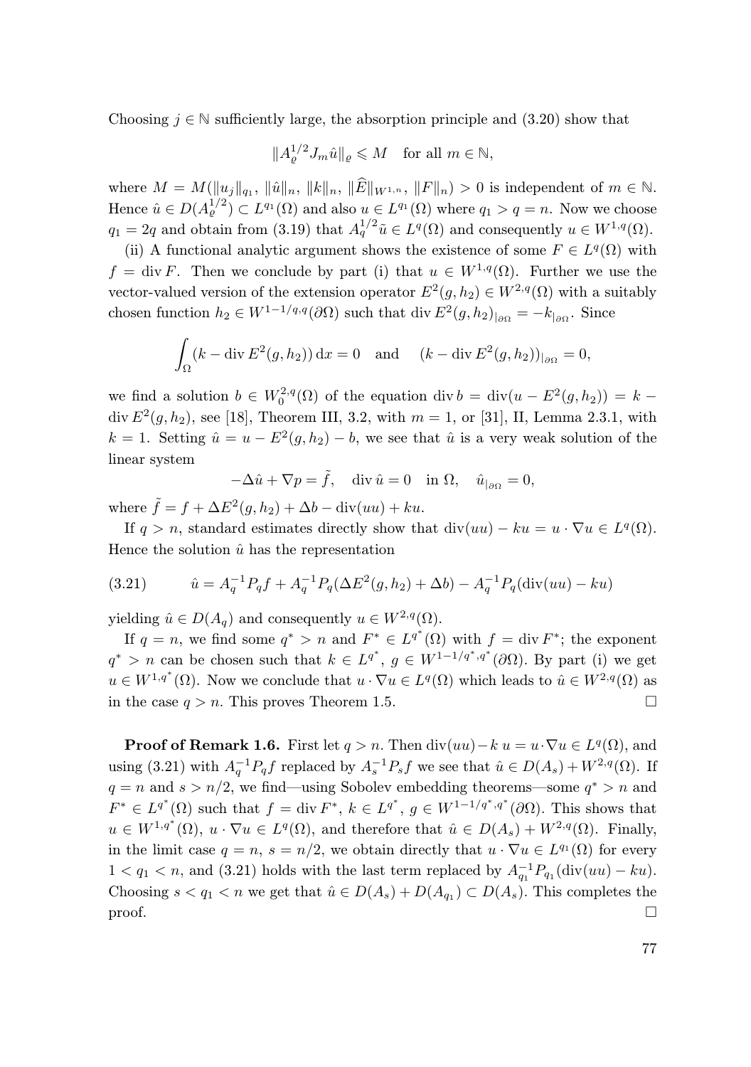Choosing $j \in \mathbb{N}$ sufficiently large, the absorption principle and (3.20) show that

$$\|A_\varrho^{1/2} J_m \hat{u}\|_\varrho \leqslant M \quad \text{for all } m \in \mathbb{N},$$

where $M = M(\|u_j\|_{q_1},\ \|\hat{u}\|_n,\ \|k\|_n,\ \|\widehat{E}\|_{W^{1,n}},\ \|F\|_n) > 0$ is independent of $m \in \mathbb{N}$. Hence $\hat{u} \in D(A_\varrho^{1/2}) \subset L^{q_1}(\Omega)$ and also $u \in L^{q_1}(\Omega)$ where $q_1 > q = n$. Now we choose $q_1 = 2q$ and obtain from (3.19) that $A_q^{1/2}\tilde{u} \in L^q(\Omega)$ and consequently $u \in W^{1,q}(\Omega)$.

(ii) A functional analytic argument shows the existence of some $F \in L^q(\Omega)$ with $f = \operatorname{div} F$. Then we conclude by part (i) that $u \in W^{1,q}(\Omega)$. Further we use the vector-valued version of the extension operator $E^2(g, h_2) \in W^{2,q}(\Omega)$ with a suitably chosen function $h_2 \in W^{1-1/q,q}(\partial\Omega)$ such that $\operatorname{div} E^2(g,h_2)_{|\partial\Omega} = -k_{|\partial\Omega}$. Since

$$\int_\Omega (k - \operatorname{div} E^2(g,h_2))\,\mathrm{d}x = 0 \quad \text{and} \quad (k - \operatorname{div} E^2(g,h_2))_{|\partial\Omega} = 0,$$

we find a solution $b \in W_0^{2,q}(\Omega)$ of the equation $\operatorname{div} b = \operatorname{div}(u - E^2(g,h_2)) = k - \operatorname{div} E^2(g,h_2)$, see [18], Theorem III, 3.2, with $m = 1$, or [31], II, Lemma 2.3.1, with $k = 1$. Setting $\hat{u} = u - E^2(g,h_2) - b$, we see that $\hat{u}$ is a very weak solution of the linear system

$$-\Delta\hat{u} + \nabla p = \tilde{f}, \quad \operatorname{div}\hat{u} = 0 \quad \text{in } \Omega, \quad \hat{u}_{|\partial\Omega} = 0,$$

where $\tilde{f} = f + \Delta E^2(g,h_2) + \Delta b - \operatorname{div}(uu) + ku$.

If $q > n$, standard estimates directly show that $\operatorname{div}(uu) - ku = u \cdot \nabla u \in L^q(\Omega)$. Hence the solution $\hat{u}$ has the representation

$$\hat{u} = A_q^{-1}P_q f + A_q^{-1}P_q(\Delta E^2(g,h_2) + \Delta b) - A_q^{-1}P_q(\operatorname{div}(uu) - ku) \tag{3.21}$$

yielding $\hat{u} \in D(A_q)$ and consequently $u \in W^{2,q}(\Omega)$.

If $q = n$, we find some $q^* > n$ and $F^* \in L^{q^*}(\Omega)$ with $f = \operatorname{div} F^*$; the exponent $q^* > n$ can be chosen such that $k \in L^{q^*}$, $g \in W^{1-1/q^*,q^*}(\partial\Omega)$. By part (i) we get $u \in W^{1,q^*}(\Omega)$. Now we conclude that $u \cdot \nabla u \in L^q(\Omega)$ which leads to $\hat{u} \in W^{2,q}(\Omega)$ as in the case $q > n$. This proves Theorem 1.5. $\square$

**Proof of Remark 1.6.** First let $q > n$. Then $\operatorname{div}(uu) - k\,u = u \cdot \nabla u \in L^q(\Omega)$, and using (3.21) with $A_q^{-1}P_q f$ replaced by $A_s^{-1}P_s f$ we see that $\hat{u} \in D(A_s) + W^{2,q}(\Omega)$. If $q = n$ and $s > n/2$, we find—using Sobolev embedding theorems—some $q^* > n$ and $F^* \in L^{q^*}(\Omega)$ such that $f = \operatorname{div} F^*$, $k \in L^{q^*}$, $g \in W^{1-1/q^*,q^*}(\partial\Omega)$. This shows that $u \in W^{1,q^*}(\Omega)$, $u \cdot \nabla u \in L^q(\Omega)$, and therefore that $\hat{u} \in D(A_s) + W^{2,q}(\Omega)$. Finally, in the limit case $q = n$, $s = n/2$, we obtain directly that $u \cdot \nabla u \in L^{q_1}(\Omega)$ for every $1 < q_1 < n$, and (3.21) holds with the last term replaced by $A_{q_1}^{-1}P_{q_1}(\operatorname{div}(uu) - ku)$. Choosing $s < q_1 < n$ we get that $\hat{u} \in D(A_s) + D(A_{q_1}) \subset D(A_s)$. This completes the proof. $\square$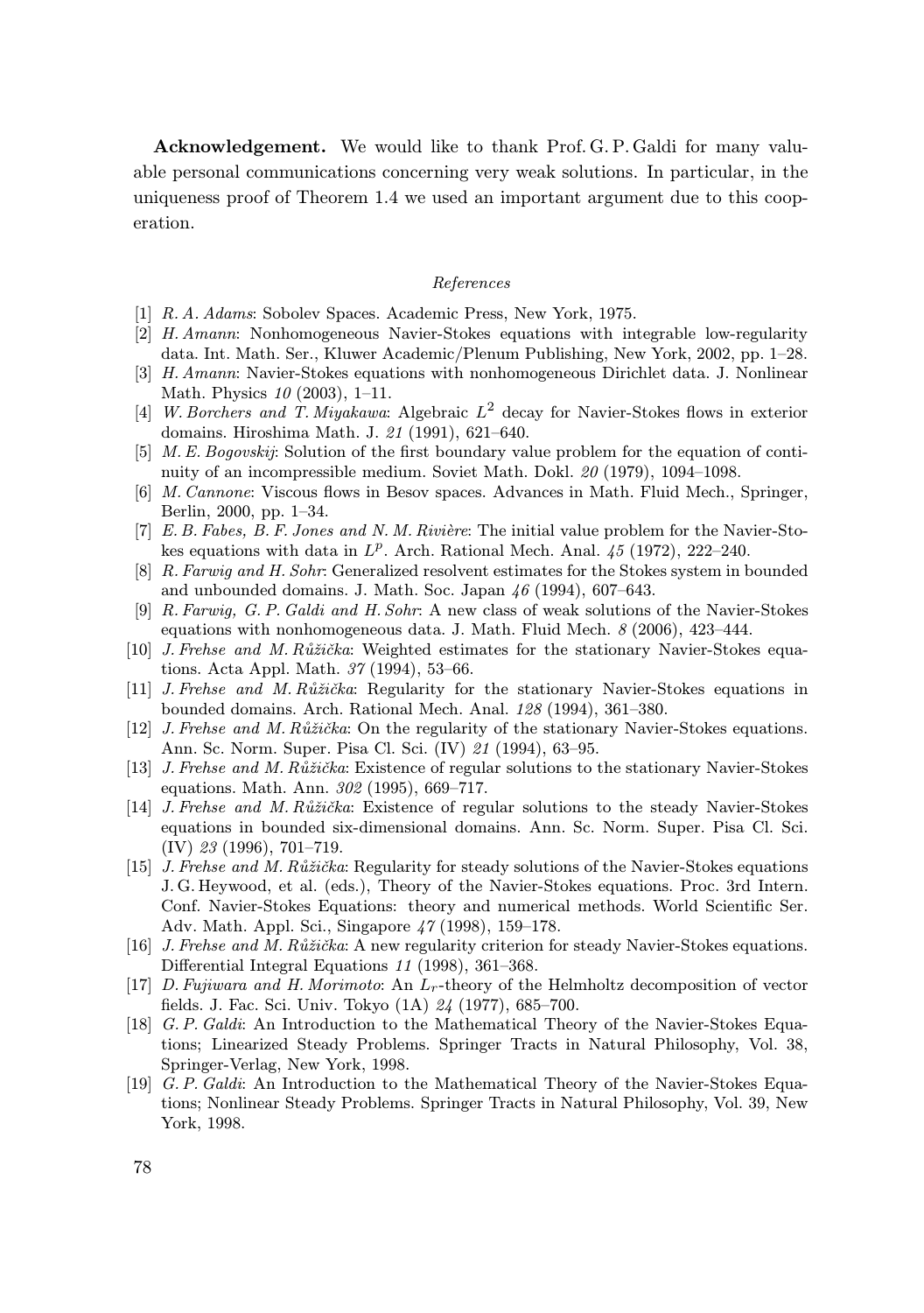**Acknowledgement.** We would like to thank Prof. G. P. Galdi for many valuable personal communications concerning very weak solutions. In particular, in the uniqueness proof of Theorem 1.4 we used an important argument due to this cooperation.

*References*

[1] *R. A. Adams*: Sobolev Spaces. Academic Press, New York, 1975.

[2] *H. Amann*: Nonhomogeneous Navier-Stokes equations with integrable low-regularity data. Int. Math. Ser., Kluwer Academic/Plenum Publishing, New York, 2002, pp. 1–28.

[3] *H. Amann*: Navier-Stokes equations with nonhomogeneous Dirichlet data. J. Nonlinear Math. Physics *10* (2003), 1–11.

[4] *W. Borchers and T. Miyakawa*: Algebraic $L^2$ decay for Navier-Stokes flows in exterior domains. Hiroshima Math. J. *21* (1991), 621–640.

[5] *M. E. Bogovskij*: Solution of the first boundary value problem for the equation of continuity of an incompressible medium. Soviet Math. Dokl. *20* (1979), 1094–1098.

[6] *M. Cannone*: Viscous flows in Besov spaces. Advances in Math. Fluid Mech., Springer, Berlin, 2000, pp. 1–34.

[7] *E. B. Fabes, B. F. Jones and N. M. Rivière*: The initial value problem for the Navier-Stokes equations with data in $L^p$. Arch. Rational Mech. Anal. *45* (1972), 222–240.

[8] *R. Farwig and H. Sohr*: Generalized resolvent estimates for the Stokes system in bounded and unbounded domains. J. Math. Soc. Japan *46* (1994), 607–643.

[9] *R. Farwig, G. P. Galdi and H. Sohr*: A new class of weak solutions of the Navier-Stokes equations with nonhomogeneous data. J. Math. Fluid Mech. *8* (2006), 423–444.

[10] *J. Frehse and M. Růžička*: Weighted estimates for the stationary Navier-Stokes equations. Acta Appl. Math. *37* (1994), 53–66.

[11] *J. Frehse and M. Růžička*: Regularity for the stationary Navier-Stokes equations in bounded domains. Arch. Rational Mech. Anal. *128* (1994), 361–380.

[12] *J. Frehse and M. Růžička*: On the regularity of the stationary Navier-Stokes equations. Ann. Sc. Norm. Super. Pisa Cl. Sci. (IV) *21* (1994), 63–95.

[13] *J. Frehse and M. Růžička*: Existence of regular solutions to the stationary Navier-Stokes equations. Math. Ann. *302* (1995), 669–717.

[14] *J. Frehse and M. Růžička*: Existence of regular solutions to the steady Navier-Stokes equations in bounded six-dimensional domains. Ann. Sc. Norm. Super. Pisa Cl. Sci. (IV) *23* (1996), 701–719.

[15] *J. Frehse and M. Růžička*: Regularity for steady solutions of the Navier-Stokes equations J. G. Heywood, et al. (eds.), Theory of the Navier-Stokes equations. Proc. 3rd Intern. Conf. Navier-Stokes Equations: theory and numerical methods. World Scientific Ser. Adv. Math. Appl. Sci., Singapore *47* (1998), 159–178.

[16] *J. Frehse and M. Růžička*: A new regularity criterion for steady Navier-Stokes equations. Differential Integral Equations *11* (1998), 361–368.

[17] *D. Fujiwara and H. Morimoto*: An $L_r$-theory of the Helmholtz decomposition of vector fields. J. Fac. Sci. Univ. Tokyo (1A) *24* (1977), 685–700.

[18] *G. P. Galdi*: An Introduction to the Mathematical Theory of the Navier-Stokes Equations; Linearized Steady Problems. Springer Tracts in Natural Philosophy, Vol. 38, Springer-Verlag, New York, 1998.

[19] *G. P. Galdi*: An Introduction to the Mathematical Theory of the Navier-Stokes Equations; Nonlinear Steady Problems. Springer Tracts in Natural Philosophy, Vol. 39, New York, 1998.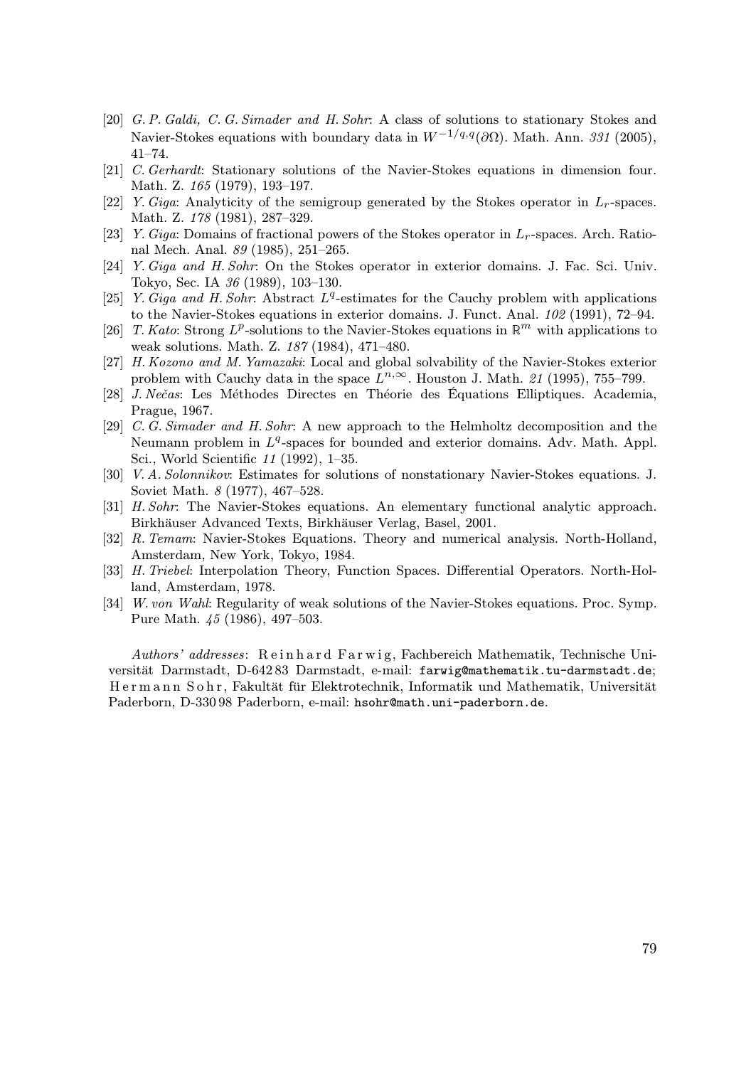[20] *G. P. Galdi, C. G. Simader and H. Sohr*: A class of solutions to stationary Stokes and Navier-Stokes equations with boundary data in $W^{-1/q,q}(\partial\Omega)$. Math. Ann. *331* (2005), 41–74.

[21] *C. Gerhardt*: Stationary solutions of the Navier-Stokes equations in dimension four. Math. Z. *165* (1979), 193–197.

[22] *Y. Giga*: Analyticity of the semigroup generated by the Stokes operator in $L_r$-spaces. Math. Z. *178* (1981), 287–329.

[23] *Y. Giga*: Domains of fractional powers of the Stokes operator in $L_r$-spaces. Arch. Rational Mech. Anal. *89* (1985), 251–265.

[24] *Y. Giga and H. Sohr*: On the Stokes operator in exterior domains. J. Fac. Sci. Univ. Tokyo, Sec. IA *36* (1989), 103–130.

[25] *Y. Giga and H. Sohr*: Abstract $L^q$-estimates for the Cauchy problem with applications to the Navier-Stokes equations in exterior domains. J. Funct. Anal. *102* (1991), 72–94.

[26] *T. Kato*: Strong $L^p$-solutions to the Navier-Stokes equations in $\mathbb{R}^m$ with applications to weak solutions. Math. Z. *187* (1984), 471–480.

[27] *H. Kozono and M. Yamazaki*: Local and global solvability of the Navier-Stokes exterior problem with Cauchy data in the space $L^{n,\infty}$. Houston J. Math. *21* (1995), 755–799.

[28] *J. Nečas*: Les Méthodes Directes en Théorie des Équations Elliptiques. Academia, Prague, 1967.

[29] *C. G. Simader and H. Sohr*: A new approach to the Helmholtz decomposition and the Neumann problem in $L^q$-spaces for bounded and exterior domains. Adv. Math. Appl. Sci., World Scientific *11* (1992), 1–35.

[30] *V. A. Solonnikov*: Estimates for solutions of nonstationary Navier-Stokes equations. J. Soviet Math. *8* (1977), 467–528.

[31] *H. Sohr*: The Navier-Stokes equations. An elementary functional analytic approach. Birkhäuser Advanced Texts, Birkhäuser Verlag, Basel, 2001.

[32] *R. Temam*: Navier-Stokes Equations. Theory and numerical analysis. North-Holland, Amsterdam, New York, Tokyo, 1984.

[33] *H. Triebel*: Interpolation Theory, Function Spaces. Differential Operators. North-Holland, Amsterdam, 1978.

[34] *W. von Wahl*: Regularity of weak solutions of the Navier-Stokes equations. Proc. Symp. Pure Math. *45* (1986), 497–503.

*Authors' addresses*: Reinhard Farwig, Fachbereich Mathematik, Technische Universität Darmstadt, D-64283 Darmstadt, e-mail: farwig@mathematik.tu-darmstadt.de; Hermann Sohr, Fakultät für Elektrotechnik, Informatik und Mathematik, Universität Paderborn, D-33098 Paderborn, e-mail: hsohr@math.uni-paderborn.de.